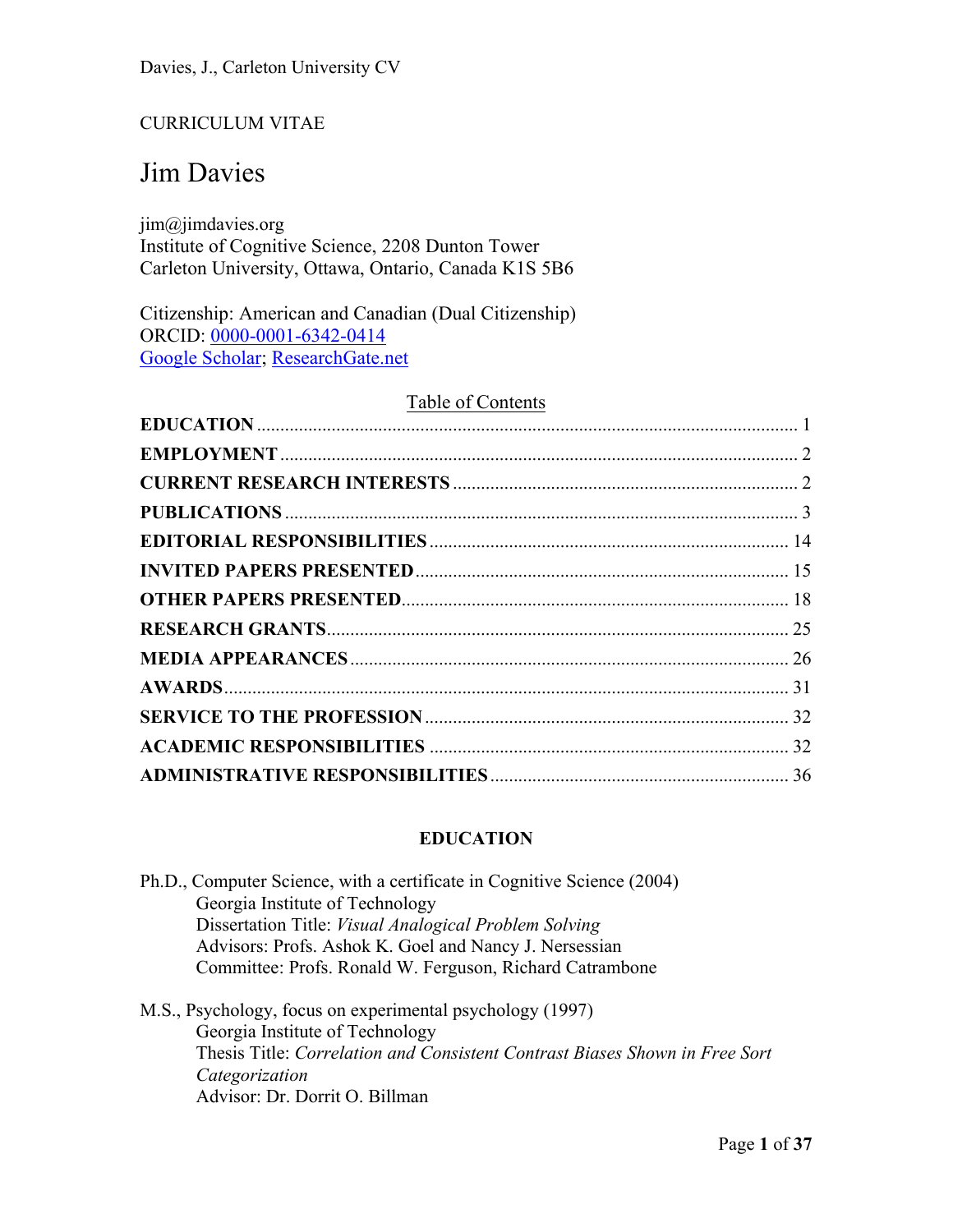CURRICULUM VITAE

# Jim Davies

jim@jimdavies.org
Institute of Cognitive Science, 2208 Dunton Tower
Carleton University, Ottawa, Ontario, Canada K1S 5B6

Citizenship: American and Canadian (Dual Citizenship)
ORCID: 0000-0001-6342-0414
Google Scholar; ResearchGate.net

Table of Contents

| | |
|---|---|
| **EDUCATION** | 1 |
| **EMPLOYMENT** | 2 |
| **CURRENT RESEARCH INTERESTS** | 2 |
| **PUBLICATIONS** | 3 |
| **EDITORIAL RESPONSIBILITIES** | 14 |
| **INVITED PAPERS PRESENTED** | 15 |
| **OTHER PAPERS PRESENTED** | 18 |
| **RESEARCH GRANTS** | 25 |
| **MEDIA APPEARANCES** | 26 |
| **AWARDS** | 31 |
| **SERVICE TO THE PROFESSION** | 32 |
| **ACADEMIC RESPONSIBILITIES** | 32 |
| **ADMINISTRATIVE RESPONSIBILITIES** | 36 |

## EDUCATION

Ph.D., Computer Science, with a certificate in Cognitive Science (2004)
  Georgia Institute of Technology
  Dissertation Title: *Visual Analogical Problem Solving*
  Advisors: Profs. Ashok K. Goel and Nancy J. Nersessian
  Committee: Profs. Ronald W. Ferguson, Richard Catrambone

M.S., Psychology, focus on experimental psychology (1997)
  Georgia Institute of Technology
  Thesis Title: *Correlation and Consistent Contrast Biases Shown in Free Sort Categorization*
  Advisor: Dr. Dorrit O. Billman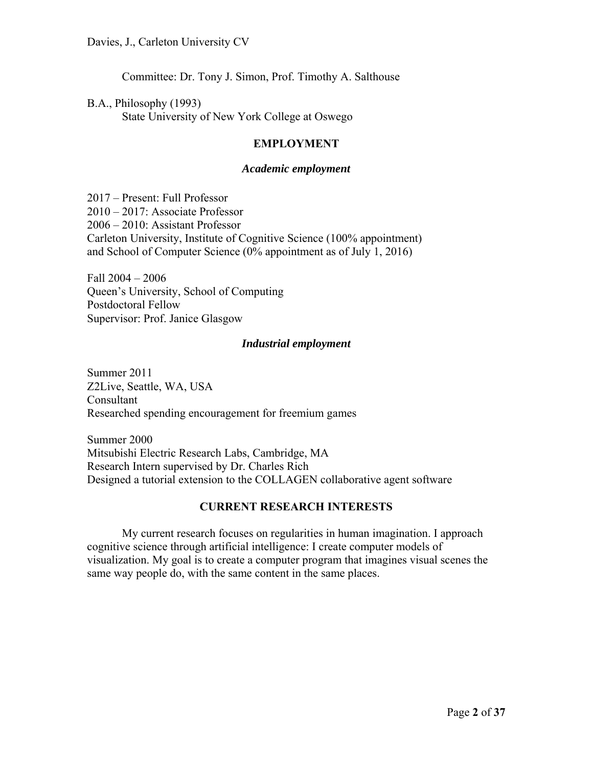Committee: Dr. Tony J. Simon, Prof. Timothy A. Salthouse

B.A., Philosophy (1993)
State University of New York College at Oswego

## EMPLOYMENT

### *Academic employment*

2017 – Present: Full Professor
2010 – 2017: Associate Professor
2006 – 2010: Assistant Professor
Carleton University, Institute of Cognitive Science (100% appointment)
and School of Computer Science (0% appointment as of July 1, 2016)

Fall 2004 – 2006
Queen's University, School of Computing
Postdoctoral Fellow
Supervisor: Prof. Janice Glasgow

### *Industrial employment*

Summer 2011
Z2Live, Seattle, WA, USA
Consultant
Researched spending encouragement for freemium games

Summer 2000
Mitsubishi Electric Research Labs, Cambridge, MA
Research Intern supervised by Dr. Charles Rich
Designed a tutorial extension to the COLLAGEN collaborative agent software

## CURRENT RESEARCH INTERESTS

My current research focuses on regularities in human imagination. I approach cognitive science through artificial intelligence: I create computer models of visualization. My goal is to create a computer program that imagines visual scenes the same way people do, with the same content in the same places.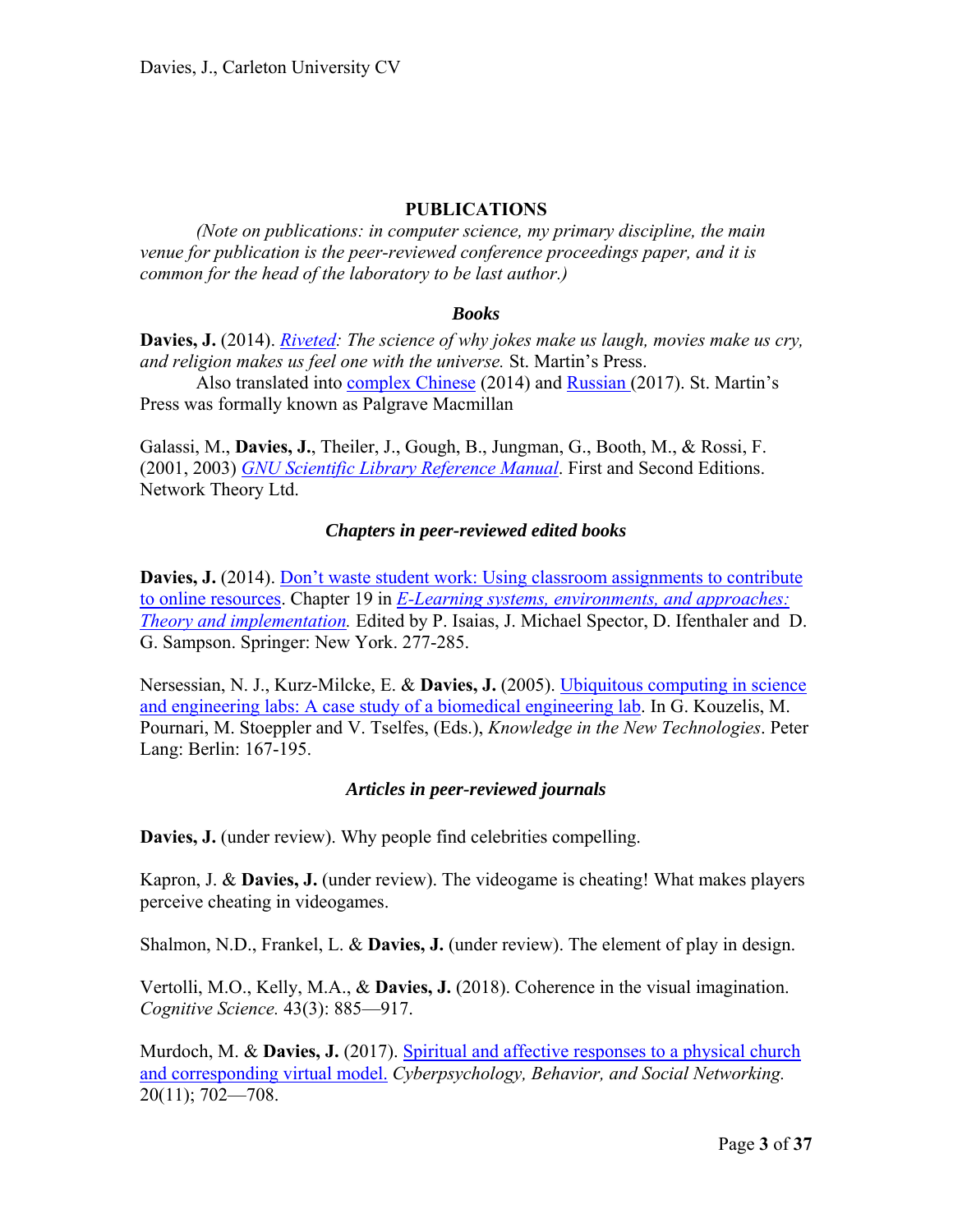## PUBLICATIONS

*(Note on publications: in computer science, my primary discipline, the main venue for publication is the peer-reviewed conference proceedings paper, and it is common for the head of the laboratory to be last author.)*

### *Books*

**Davies, J.** (2014). *Riveted: The science of why jokes make us laugh, movies make us cry, and religion makes us feel one with the universe.* St. Martin's Press.
Also translated into complex Chinese (2014) and Russian (2017). St. Martin's Press was formally known as Palgrave Macmillan

Galassi, M., **Davies, J.**, Theiler, J., Gough, B., Jungman, G., Booth, M., & Rossi, F. (2001, 2003) *GNU Scientific Library Reference Manual*. First and Second Editions. Network Theory Ltd.

### *Chapters in peer-reviewed edited books*

**Davies, J.** (2014). Don't waste student work: Using classroom assignments to contribute to online resources. Chapter 19 in *E-Learning systems, environments, and approaches: Theory and implementation.* Edited by P. Isaias, J. Michael Spector, D. Ifenthaler and D. G. Sampson. Springer: New York. 277-285.

Nersessian, N. J., Kurz-Milcke, E. & **Davies, J.** (2005). Ubiquitous computing in science and engineering labs: A case study of a biomedical engineering lab. In G. Kouzelis, M. Pournari, M. Stoeppler and V. Tselfes, (Eds.), *Knowledge in the New Technologies*. Peter Lang: Berlin: 167-195.

### *Articles in peer-reviewed journals*

**Davies, J.** (under review). Why people find celebrities compelling.

Kapron, J. & **Davies, J.** (under review). The videogame is cheating! What makes players perceive cheating in videogames.

Shalmon, N.D., Frankel, L. & **Davies, J.** (under review). The element of play in design.

Vertolli, M.O., Kelly, M.A., & **Davies, J.** (2018). Coherence in the visual imagination. *Cognitive Science.* 43(3): 885—917.

Murdoch, M. & **Davies, J.** (2017). Spiritual and affective responses to a physical church and corresponding virtual model. *Cyberpsychology, Behavior, and Social Networking.* 20(11); 702—708.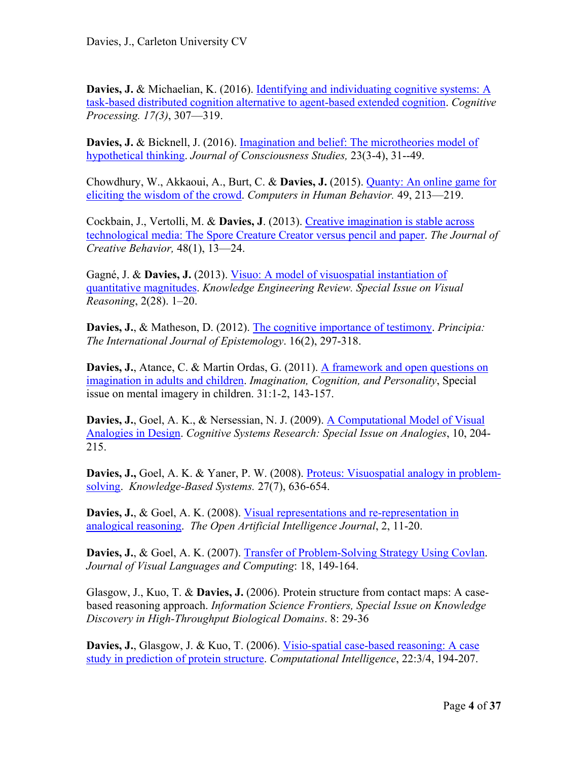**Davies, J.** & Michaelian, K. (2016). [Identifying and individuating cognitive systems: A task-based distributed cognition alternative to agent-based extended cognition](). *Cognitive Processing. 17(3)*, 307—319.

**Davies, J.** & Bicknell, J. (2016). [Imagination and belief: The microtheories model of hypothetical thinking](). *Journal of Consciousness Studies,* 23(3-4), 31--49.

Chowdhury, W., Akkaoui, A., Burt, C. & **Davies, J.** (2015). [Quanty: An online game for eliciting the wisdom of the crowd](). *Computers in Human Behavior.* 49, 213—219.

Cockbain, J., Vertolli, M. & **Davies, J**. (2013). [Creative imagination is stable across technological media: The Spore Creature Creator versus pencil and paper](). *The Journal of Creative Behavior,* 48(1), 13—24.

Gagné, J. & **Davies, J.** (2013). [Visuo: A model of visuospatial instantiation of quantitative magnitudes](). *Knowledge Engineering Review. Special Issue on Visual Reasoning*, 2(28). 1–20.

**Davies, J.**, & Matheson, D. (2012). [The cognitive importance of testimony](). *Principia: The International Journal of Epistemology*. 16(2), 297-318.

**Davies, J.**, Atance, C. & Martin Ordas, G. (2011). [A framework and open questions on imagination in adults and children](). *Imagination, Cognition, and Personality*, Special issue on mental imagery in children. 31:1-2, 143-157.

**Davies, J.**, Goel, A. K., & Nersessian, N. J. (2009). [A Computational Model of Visual Analogies in Design](). *Cognitive Systems Research: Special Issue on Analogies*, 10, 204-215.

**Davies, J.,** Goel, A. K. & Yaner, P. W. (2008). [Proteus: Visuospatial analogy in problem-solving](). *Knowledge-Based Systems.* 27(7), 636-654.

**Davies, J.**, & Goel, A. K. (2008). [Visual representations and re-representation in analogical reasoning](). *The Open Artificial Intelligence Journal*, 2, 11-20.

**Davies, J.**, & Goel, A. K. (2007). [Transfer of Problem-Solving Strategy Using Covlan](). *Journal of Visual Languages and Computing*: 18, 149-164.

Glasgow, J., Kuo, T. & **Davies, J.** (2006). Protein structure from contact maps: A case-based reasoning approach. *Information Science Frontiers, Special Issue on Knowledge Discovery in High-Throughput Biological Domains*. 8: 29-36

**Davies, J.**, Glasgow, J. & Kuo, T. (2006). [Visio-spatial case-based reasoning: A case study in prediction of protein structure](). *Computational Intelligence*, 22:3/4, 194-207.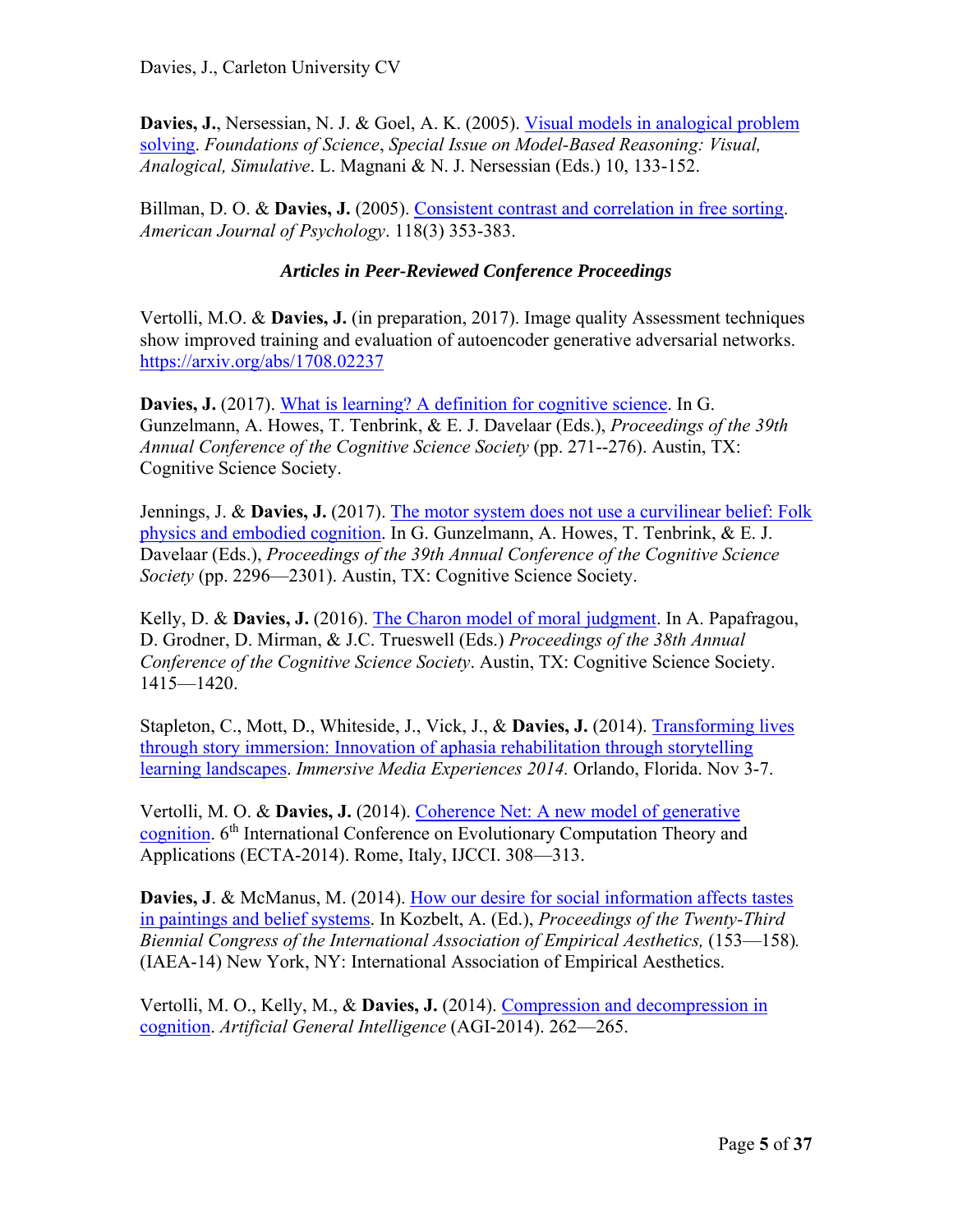**Davies, J.**, Nersessian, N. J. & Goel, A. K. (2005). [Visual models in analogical problem solving]. *Foundations of Science*, *Special Issue on Model-Based Reasoning: Visual, Analogical, Simulative*. L. Magnani & N. J. Nersessian (Eds.) 10, 133-152.

Billman, D. O. & **Davies, J.** (2005). [Consistent contrast and correlation in free sorting]. *American Journal of Psychology*. 118(3) 353-383.

### *Articles in Peer-Reviewed Conference Proceedings*

Vertolli, M.O. & **Davies, J.** (in preparation, 2017). Image quality Assessment techniques show improved training and evaluation of autoencoder generative adversarial networks. https://arxiv.org/abs/1708.02237

**Davies, J.** (2017). [What is learning? A definition for cognitive science]. In G. Gunzelmann, A. Howes, T. Tenbrink, & E. J. Davelaar (Eds.), *Proceedings of the 39th Annual Conference of the Cognitive Science Society* (pp. 271--276). Austin, TX: Cognitive Science Society.

Jennings, J. & **Davies, J.** (2017). [The motor system does not use a curvilinear belief: Folk physics and embodied cognition]. In G. Gunzelmann, A. Howes, T. Tenbrink, & E. J. Davelaar (Eds.), *Proceedings of the 39th Annual Conference of the Cognitive Science Society* (pp. 2296—2301). Austin, TX: Cognitive Science Society.

Kelly, D. & **Davies, J.** (2016). [The Charon model of moral judgment]. In A. Papafragou, D. Grodner, D. Mirman, & J.C. Trueswell (Eds.) *Proceedings of the 38th Annual Conference of the Cognitive Science Society*. Austin, TX: Cognitive Science Society. 1415—1420.

Stapleton, C., Mott, D., Whiteside, J., Vick, J., & **Davies, J.** (2014). [Transforming lives through story immersion: Innovation of aphasia rehabilitation through storytelling learning landscapes]. *Immersive Media Experiences 2014.* Orlando, Florida. Nov 3-7.

Vertolli, M. O. & **Davies, J.** (2014). [Coherence Net: A new model of generative cognition]. 6th International Conference on Evolutionary Computation Theory and Applications (ECTA-2014). Rome, Italy, IJCCI. 308—313.

**Davies, J**. & McManus, M. (2014). [How our desire for social information affects tastes in paintings and belief systems]. In Kozbelt, A. (Ed.), *Proceedings of the Twenty-Third Biennial Congress of the International Association of Empirical Aesthetics,* (153—158). (IAEA-14) New York, NY: International Association of Empirical Aesthetics.

Vertolli, M. O., Kelly, M., & **Davies, J.** (2014). [Compression and decompression in cognition]. *Artificial General Intelligence* (AGI-2014). 262—265.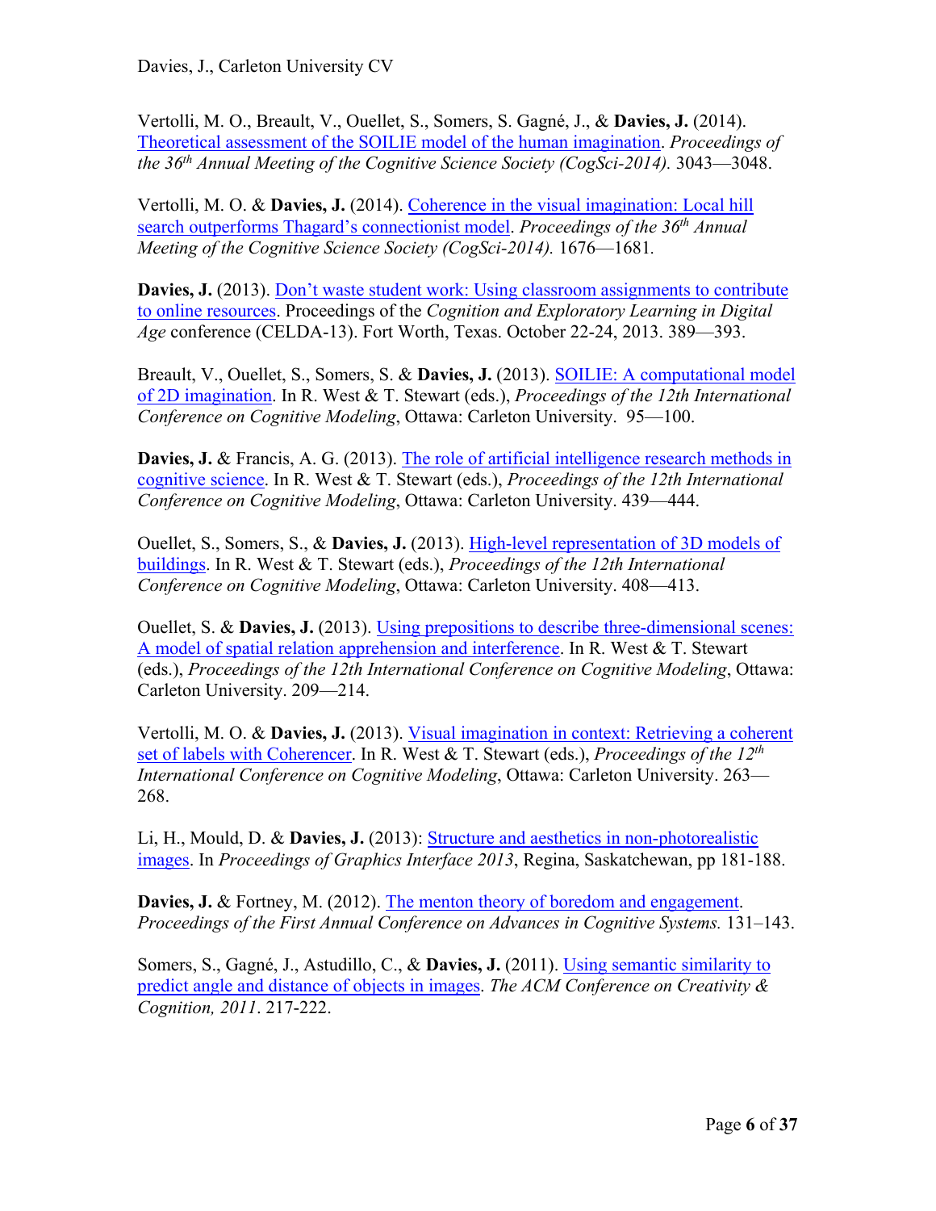Vertolli, M. O., Breault, V., Ouellet, S., Somers, S. Gagné, J., & **Davies, J.** (2014). Theoretical assessment of the SOILIE model of the human imagination. *Proceedings of the 36th Annual Meeting of the Cognitive Science Society (CogSci-2014).* 3043—3048.

Vertolli, M. O. & **Davies, J.** (2014). Coherence in the visual imagination: Local hill search outperforms Thagard's connectionist model. *Proceedings of the 36th Annual Meeting of the Cognitive Science Society (CogSci-2014).* 1676—1681.

**Davies, J.** (2013). Don't waste student work: Using classroom assignments to contribute to online resources. Proceedings of the *Cognition and Exploratory Learning in Digital Age* conference (CELDA-13). Fort Worth, Texas. October 22-24, 2013. 389—393.

Breault, V., Ouellet, S., Somers, S. & **Davies, J.** (2013). SOILIE: A computational model of 2D imagination. In R. West & T. Stewart (eds.), *Proceedings of the 12th International Conference on Cognitive Modeling*, Ottawa: Carleton University. 95—100.

**Davies, J.** & Francis, A. G. (2013). The role of artificial intelligence research methods in cognitive science. In R. West & T. Stewart (eds.), *Proceedings of the 12th International Conference on Cognitive Modeling*, Ottawa: Carleton University. 439—444.

Ouellet, S., Somers, S., & **Davies, J.** (2013). High-level representation of 3D models of buildings. In R. West & T. Stewart (eds.), *Proceedings of the 12th International Conference on Cognitive Modeling*, Ottawa: Carleton University. 408—413.

Ouellet, S. & **Davies, J.** (2013). Using prepositions to describe three-dimensional scenes: A model of spatial relation apprehension and interference. In R. West & T. Stewart (eds.), *Proceedings of the 12th International Conference on Cognitive Modeling*, Ottawa: Carleton University. 209—214.

Vertolli, M. O. & **Davies, J.** (2013). Visual imagination in context: Retrieving a coherent set of labels with Coherencer. In R. West & T. Stewart (eds.), *Proceedings of the 12th International Conference on Cognitive Modeling*, Ottawa: Carleton University. 263—268.

Li, H., Mould, D. & **Davies, J.** (2013): Structure and aesthetics in non-photorealistic images. In *Proceedings of Graphics Interface 2013*, Regina, Saskatchewan, pp 181-188.

**Davies, J.** & Fortney, M. (2012). The menton theory of boredom and engagement. *Proceedings of the First Annual Conference on Advances in Cognitive Systems.* 131–143.

Somers, S., Gagné, J., Astudillo, C., & **Davies, J.** (2011). Using semantic similarity to predict angle and distance of objects in images. *The ACM Conference on Creativity & Cognition, 2011*. 217-222.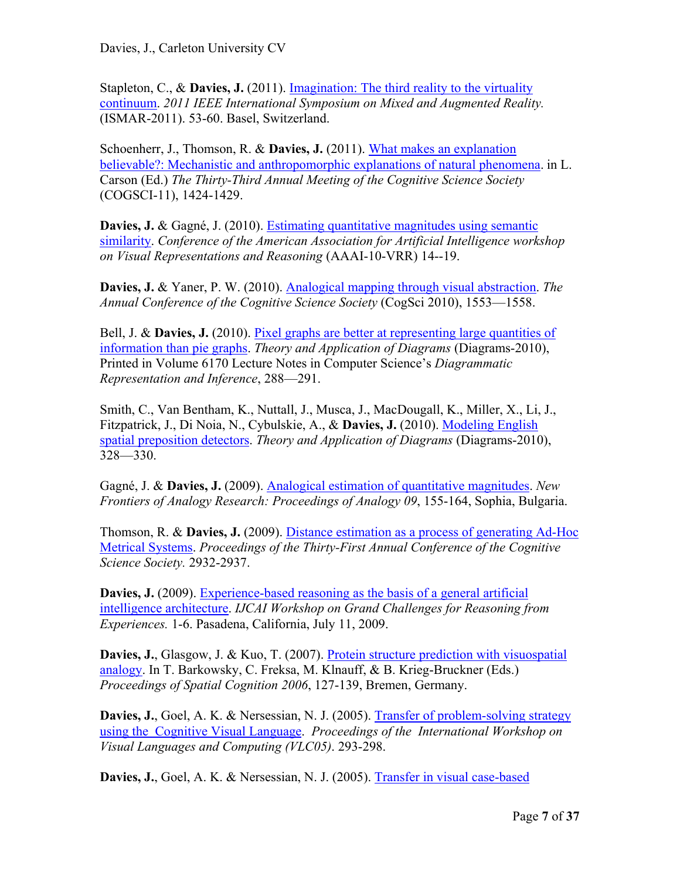Stapleton, C., & **Davies, J.** (2011). Imagination: The third reality to the virtuality continuum. *2011 IEEE International Symposium on Mixed and Augmented Reality.* (ISMAR-2011). 53-60. Basel, Switzerland.

Schoenherr, J., Thomson, R. & **Davies, J.** (2011). What makes an explanation believable?: Mechanistic and anthropomorphic explanations of natural phenomena. in L. Carson (Ed.) *The Thirty-Third Annual Meeting of the Cognitive Science Society* (COGSCI-11), 1424-1429.

**Davies, J.** & Gagné, J. (2010). Estimating quantitative magnitudes using semantic similarity. *Conference of the American Association for Artificial Intelligence workshop on Visual Representations and Reasoning* (AAAI-10-VRR) 14--19.

**Davies, J.** & Yaner, P. W. (2010). Analogical mapping through visual abstraction. *The Annual Conference of the Cognitive Science Society* (CogSci 2010), 1553—1558.

Bell, J. & **Davies, J.** (2010). Pixel graphs are better at representing large quantities of information than pie graphs. *Theory and Application of Diagrams* (Diagrams-2010), Printed in Volume 6170 Lecture Notes in Computer Science's *Diagrammatic Representation and Inference*, 288—291.

Smith, C., Van Bentham, K., Nuttall, J., Musca, J., MacDougall, K., Miller, X., Li, J., Fitzpatrick, J., Di Noia, N., Cybulskie, A., & **Davies, J.** (2010). Modeling English spatial preposition detectors. *Theory and Application of Diagrams* (Diagrams-2010), 328—330.

Gagné, J. & **Davies, J.** (2009). Analogical estimation of quantitative magnitudes. *New Frontiers of Analogy Research: Proceedings of Analogy 09*, 155-164, Sophia, Bulgaria.

Thomson, R. & **Davies, J.** (2009). Distance estimation as a process of generating Ad-Hoc Metrical Systems. *Proceedings of the Thirty-First Annual Conference of the Cognitive Science Society.* 2932-2937.

**Davies, J.** (2009). Experience-based reasoning as the basis of a general artificial intelligence architecture. *IJCAI Workshop on Grand Challenges for Reasoning from Experiences.* 1-6. Pasadena, California, July 11, 2009.

**Davies, J.**, Glasgow, J. & Kuo, T. (2007). Protein structure prediction with visuospatial analogy. In T. Barkowsky, C. Freksa, M. Klnauff, & B. Krieg-Bruckner (Eds.) *Proceedings of Spatial Cognition 2006*, 127-139, Bremen, Germany.

**Davies, J.**, Goel, A. K. & Nersessian, N. J. (2005). Transfer of problem-solving strategy using the Cognitive Visual Language. *Proceedings of the International Workshop on Visual Languages and Computing (VLC05)*. 293-298.

**Davies, J.**, Goel, A. K. & Nersessian, N. J. (2005). Transfer in visual case-based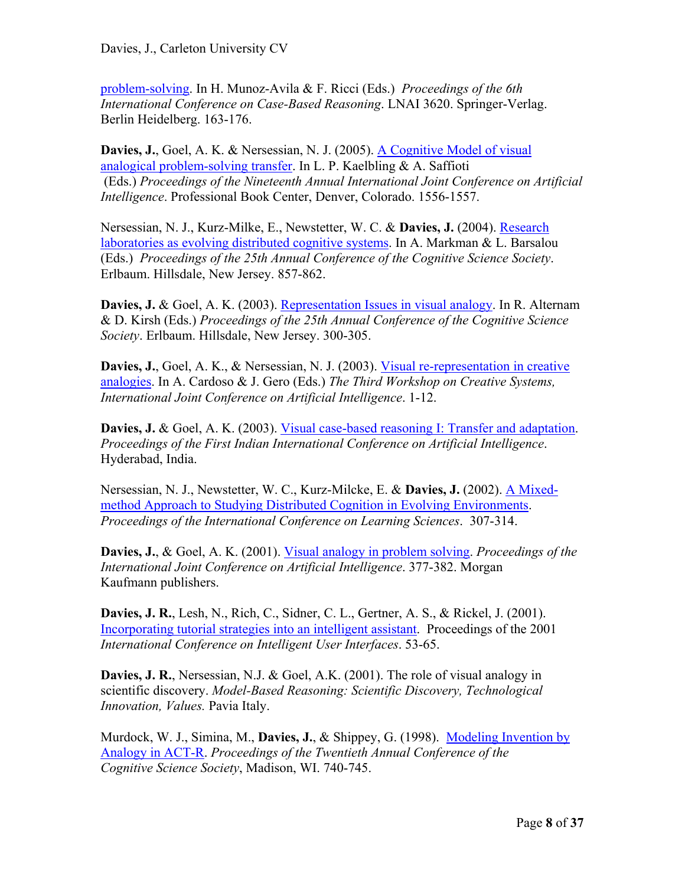[problem-solving](). In H. Munoz-Avila & F. Ricci (Eds.) *Proceedings of the 6th International Conference on Case-Based Reasoning*. LNAI 3620. Springer-Verlag. Berlin Heidelberg. 163-176.

**Davies, J.**, Goel, A. K. & Nersessian, N. J. (2005). [A Cognitive Model of visual analogical problem-solving transfer](). In L. P. Kaelbling & A. Saffioti (Eds.) *Proceedings of the Nineteenth Annual International Joint Conference on Artificial Intelligence*. Professional Book Center, Denver, Colorado. 1556-1557.

Nersessian, N. J., Kurz-Milke, E., Newstetter, W. C. & **Davies, J.** (2004). [Research laboratories as evolving distributed cognitive systems](). In A. Markman & L. Barsalou (Eds.) *Proceedings of the 25th Annual Conference of the Cognitive Science Society*. Erlbaum. Hillsdale, New Jersey. 857-862.

**Davies, J.** & Goel, A. K. (2003). [Representation Issues in visual analogy](). In R. Alternam & D. Kirsh (Eds.) *Proceedings of the 25th Annual Conference of the Cognitive Science Society*. Erlbaum. Hillsdale, New Jersey. 300-305.

**Davies, J.**, Goel, A. K., & Nersessian, N. J. (2003). [Visual re-representation in creative analogies](). In A. Cardoso & J. Gero (Eds.) *The Third Workshop on Creative Systems, International Joint Conference on Artificial Intelligence*. 1-12.

**Davies, J.** & Goel, A. K. (2003). [Visual case-based reasoning I: Transfer and adaptation](). *Proceedings of the First Indian International Conference on Artificial Intelligence*. Hyderabad, India.

Nersessian, N. J., Newstetter, W. C., Kurz-Milcke, E. & **Davies, J.** (2002). [A Mixed-method Approach to Studying Distributed Cognition in Evolving Environments](). *Proceedings of the International Conference on Learning Sciences*. 307-314.

**Davies, J.**, & Goel, A. K. (2001). [Visual analogy in problem solving](). *Proceedings of the International Joint Conference on Artificial Intelligence*. 377-382. Morgan Kaufmann publishers.

**Davies, J. R.**, Lesh, N., Rich, C., Sidner, C. L., Gertner, A. S., & Rickel, J. (2001). [Incorporating tutorial strategies into an intelligent assistant](). Proceedings of the 2001 *International Conference on Intelligent User Interfaces*. 53-65.

**Davies, J. R.**, Nersessian, N.J. & Goel, A.K. (2001). The role of visual analogy in scientific discovery. *Model-Based Reasoning: Scientific Discovery, Technological Innovation, Values.* Pavia Italy.

Murdock, W. J., Simina, M., **Davies, J.**, & Shippey, G. (1998). [Modeling Invention by Analogy in ACT-R](). *Proceedings of the Twentieth Annual Conference of the Cognitive Science Society*, Madison, WI. 740-745.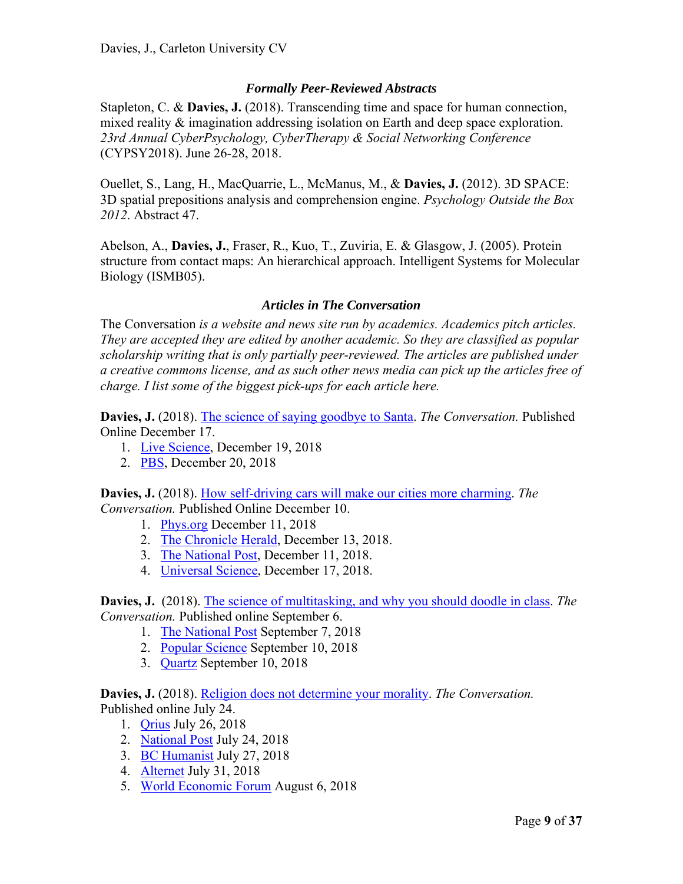### *Formally Peer-Reviewed Abstracts*

Stapleton, C. & **Davies, J.** (2018). Transcending time and space for human connection, mixed reality & imagination addressing isolation on Earth and deep space exploration. *23rd Annual CyberPsychology, CyberTherapy & Social Networking Conference* (CYPSY2018). June 26-28, 2018.

Ouellet, S., Lang, H., MacQuarrie, L., McManus, M., & **Davies, J.** (2012). 3D SPACE: 3D spatial prepositions analysis and comprehension engine. *Psychology Outside the Box 2012*. Abstract 47.

Abelson, A., **Davies, J.**, Fraser, R., Kuo, T., Zuviria, E. & Glasgow, J. (2005). Protein structure from contact maps: An hierarchical approach. Intelligent Systems for Molecular Biology (ISMB05).

### *Articles in The Conversation*

The Conversation *is a website and news site run by academics. Academics pitch articles. They are accepted they are edited by another academic. So they are classified as popular scholarship writing that is only partially peer-reviewed. The articles are published under a creative commons license, and as such other news media can pick up the articles free of charge. I list some of the biggest pick-ups for each article here.*

**Davies, J.** (2018). The science of saying goodbye to Santa. *The Conversation.* Published Online December 17.

1. Live Science, December 19, 2018
2. PBS, December 20, 2018

**Davies, J.** (2018). How self-driving cars will make our cities more charming. *The Conversation.* Published Online December 10.

1. Phys.org December 11, 2018
2. The Chronicle Herald, December 13, 2018.
3. The National Post, December 11, 2018.
4. Universal Science, December 17, 2018.

**Davies, J.** (2018). The science of multitasking, and why you should doodle in class. *The Conversation.* Published online September 6.

1. The National Post September 7, 2018
2. Popular Science September 10, 2018
3. Quartz September 10, 2018

**Davies, J.** (2018). Religion does not determine your morality. *The Conversation.* Published online July 24.

1. Qrius July 26, 2018
2. National Post July 24, 2018
3. BC Humanist July 27, 2018
4. Alternet July 31, 2018
5. World Economic Forum August 6, 2018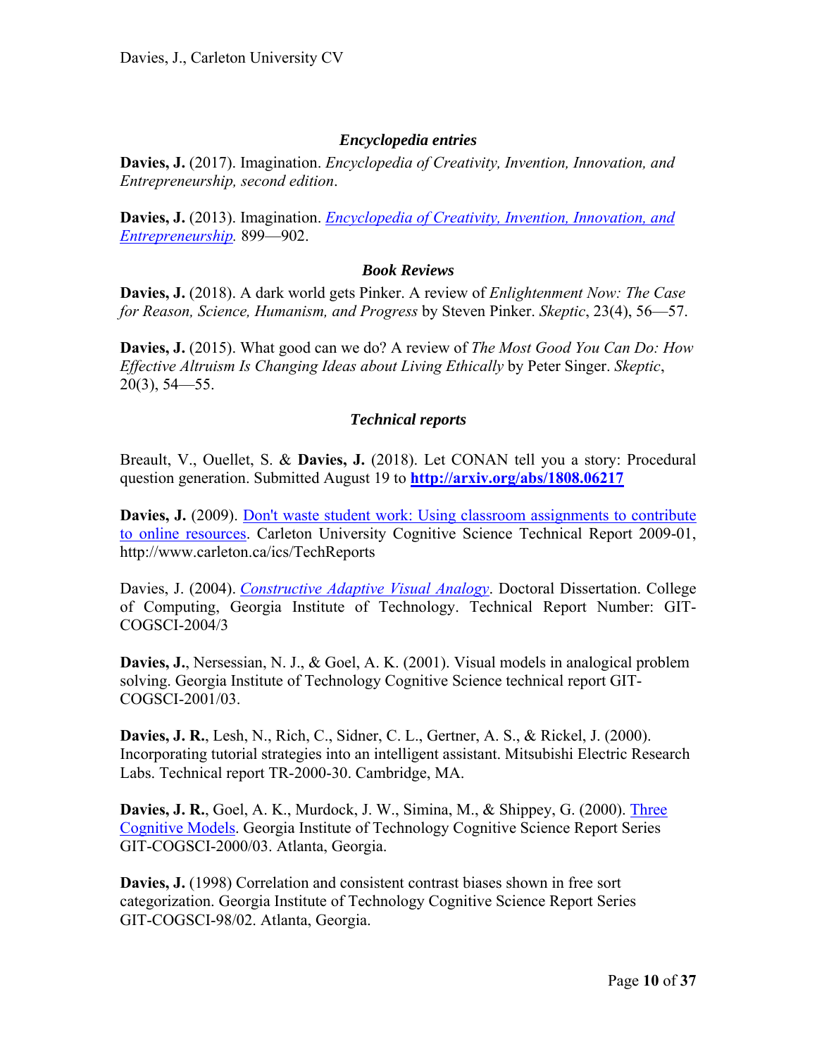### *Encyclopedia entries*

**Davies, J.** (2017). Imagination. *Encyclopedia of Creativity, Invention, Innovation, and Entrepreneurship, second edition*.

**Davies, J.** (2013). Imagination. *Encyclopedia of Creativity, Invention, Innovation, and Entrepreneurship.* 899—902.

### *Book Reviews*

**Davies, J.** (2018). A dark world gets Pinker. A review of *Enlightenment Now: The Case for Reason, Science, Humanism, and Progress* by Steven Pinker. *Skeptic*, 23(4), 56—57.

**Davies, J.** (2015). What good can we do? A review of *The Most Good You Can Do: How Effective Altruism Is Changing Ideas about Living Ethically* by Peter Singer. *Skeptic*, 20(3), 54—55.

### *Technical reports*

Breault, V., Ouellet, S. & **Davies, J.** (2018). Let CONAN tell you a story: Procedural question generation. Submitted August 19 to **http://arxiv.org/abs/1808.06217**

**Davies, J.** (2009). Don't waste student work: Using classroom assignments to contribute to online resources. Carleton University Cognitive Science Technical Report 2009-01, http://www.carleton.ca/ics/TechReports

Davies, J. (2004). *Constructive Adaptive Visual Analogy*. Doctoral Dissertation. College of Computing, Georgia Institute of Technology. Technical Report Number: GIT-COGSCI-2004/3

**Davies, J.**, Nersessian, N. J., & Goel, A. K. (2001). Visual models in analogical problem solving. Georgia Institute of Technology Cognitive Science technical report GIT-COGSCI-2001/03.

**Davies, J. R.**, Lesh, N., Rich, C., Sidner, C. L., Gertner, A. S., & Rickel, J. (2000). Incorporating tutorial strategies into an intelligent assistant. Mitsubishi Electric Research Labs. Technical report TR-2000-30. Cambridge, MA.

**Davies, J. R.**, Goel, A. K., Murdock, J. W., Simina, M., & Shippey, G. (2000). Three Cognitive Models. Georgia Institute of Technology Cognitive Science Report Series GIT-COGSCI-2000/03. Atlanta, Georgia.

**Davies, J.** (1998) Correlation and consistent contrast biases shown in free sort categorization. Georgia Institute of Technology Cognitive Science Report Series GIT-COGSCI-98/02. Atlanta, Georgia.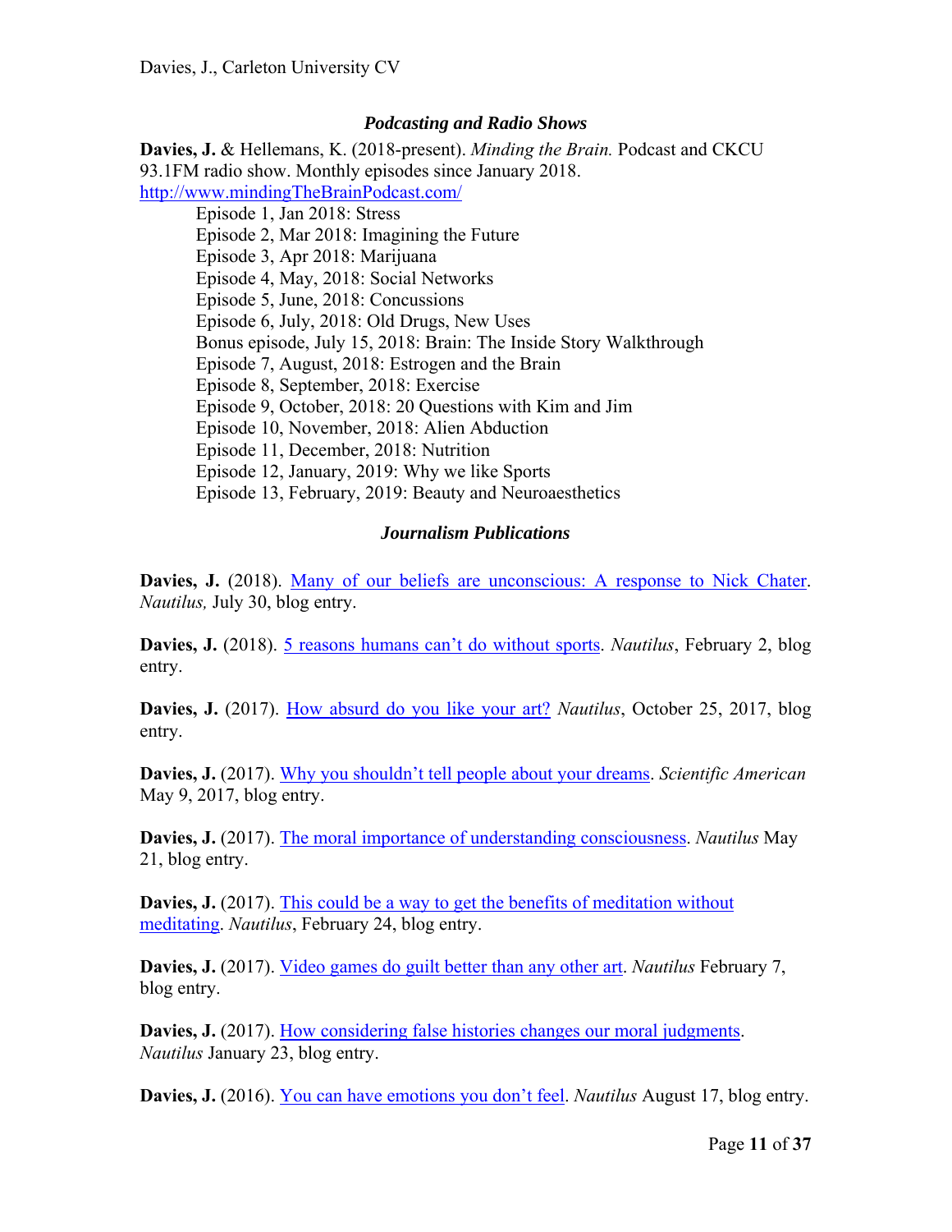### *Podcasting and Radio Shows*

**Davies, J.** & Hellemans, K. (2018-present). *Minding the Brain.* Podcast and CKCU 93.1FM radio show. Monthly episodes since January 2018. http://www.mindingTheBrainPodcast.com/

- Episode 1, Jan 2018: Stress
- Episode 2, Mar 2018: Imagining the Future
- Episode 3, Apr 2018: Marijuana
- Episode 4, May, 2018: Social Networks
- Episode 5, June, 2018: Concussions
- Episode 6, July, 2018: Old Drugs, New Uses
- Bonus episode, July 15, 2018: Brain: The Inside Story Walkthrough
- Episode 7, August, 2018: Estrogen and the Brain
- Episode 8, September, 2018: Exercise
- Episode 9, October, 2018: 20 Questions with Kim and Jim
- Episode 10, November, 2018: Alien Abduction
- Episode 11, December, 2018: Nutrition
- Episode 12, January, 2019: Why we like Sports
- Episode 13, February, 2019: Beauty and Neuroaesthetics

### *Journalism Publications*

**Davies, J.** (2018). Many of our beliefs are unconscious: A response to Nick Chater. *Nautilus,* July 30, blog entry.

**Davies, J.** (2018). 5 reasons humans can't do without sports. *Nautilus*, February 2, blog entry.

**Davies, J.** (2017). How absurd do you like your art? *Nautilus*, October 25, 2017, blog entry.

**Davies, J.** (2017). Why you shouldn't tell people about your dreams. *Scientific American* May 9, 2017, blog entry.

**Davies, J.** (2017). The moral importance of understanding consciousness. *Nautilus* May 21, blog entry.

**Davies, J.** (2017). This could be a way to get the benefits of meditation without meditating. *Nautilus*, February 24, blog entry.

**Davies, J.** (2017). Video games do guilt better than any other art. *Nautilus* February 7, blog entry.

**Davies, J.** (2017). How considering false histories changes our moral judgments. *Nautilus* January 23, blog entry.

**Davies, J.** (2016). You can have emotions you don't feel. *Nautilus* August 17, blog entry.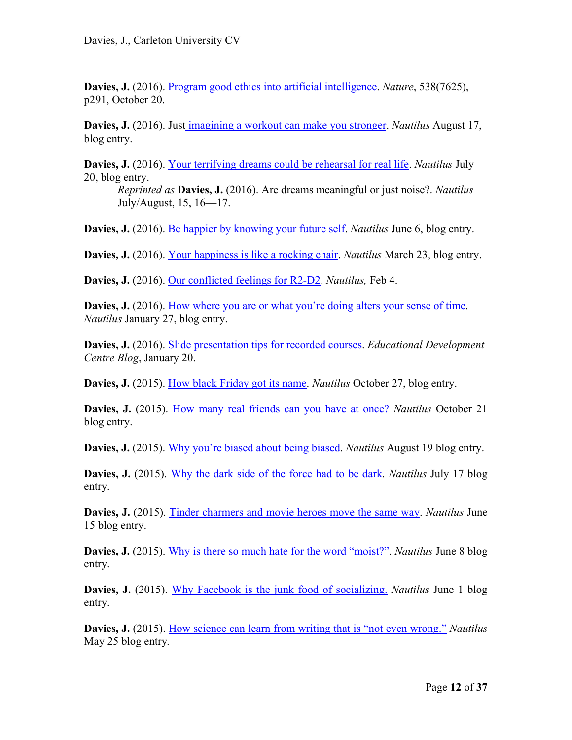**Davies, J.** (2016). Program good ethics into artificial intelligence. *Nature*, 538(7625), p291, October 20.

**Davies, J.** (2016). Just imagining a workout can make you stronger. *Nautilus* August 17, blog entry.

**Davies, J.** (2016). Your terrifying dreams could be rehearsal for real life. *Nautilus* July 20, blog entry.

> *Reprinted as* **Davies, J.** (2016). Are dreams meaningful or just noise?. *Nautilus* July/August, 15, 16—17.

**Davies, J.** (2016). Be happier by knowing your future self. *Nautilus* June 6, blog entry.

**Davies, J.** (2016). Your happiness is like a rocking chair. *Nautilus* March 23, blog entry.

**Davies, J.** (2016). Our conflicted feelings for R2-D2. *Nautilus,* Feb 4.

**Davies, J.** (2016). How where you are or what you're doing alters your sense of time. *Nautilus* January 27, blog entry.

**Davies, J.** (2016). Slide presentation tips for recorded courses. *Educational Development Centre Blog*, January 20.

**Davies, J.** (2015). How black Friday got its name. *Nautilus* October 27, blog entry.

**Davies, J.** (2015). How many real friends can you have at once? *Nautilus* October 21 blog entry.

**Davies, J.** (2015). Why you're biased about being biased. *Nautilus* August 19 blog entry.

**Davies, J.** (2015). Why the dark side of the force had to be dark. *Nautilus* July 17 blog entry.

**Davies, J.** (2015). Tinder charmers and movie heroes move the same way. *Nautilus* June 15 blog entry.

**Davies, J.** (2015). Why is there so much hate for the word "moist?". *Nautilus* June 8 blog entry.

**Davies, J.** (2015). Why Facebook is the junk food of socializing. *Nautilus* June 1 blog entry.

**Davies, J.** (2015). How science can learn from writing that is "not even wrong." *Nautilus* May 25 blog entry.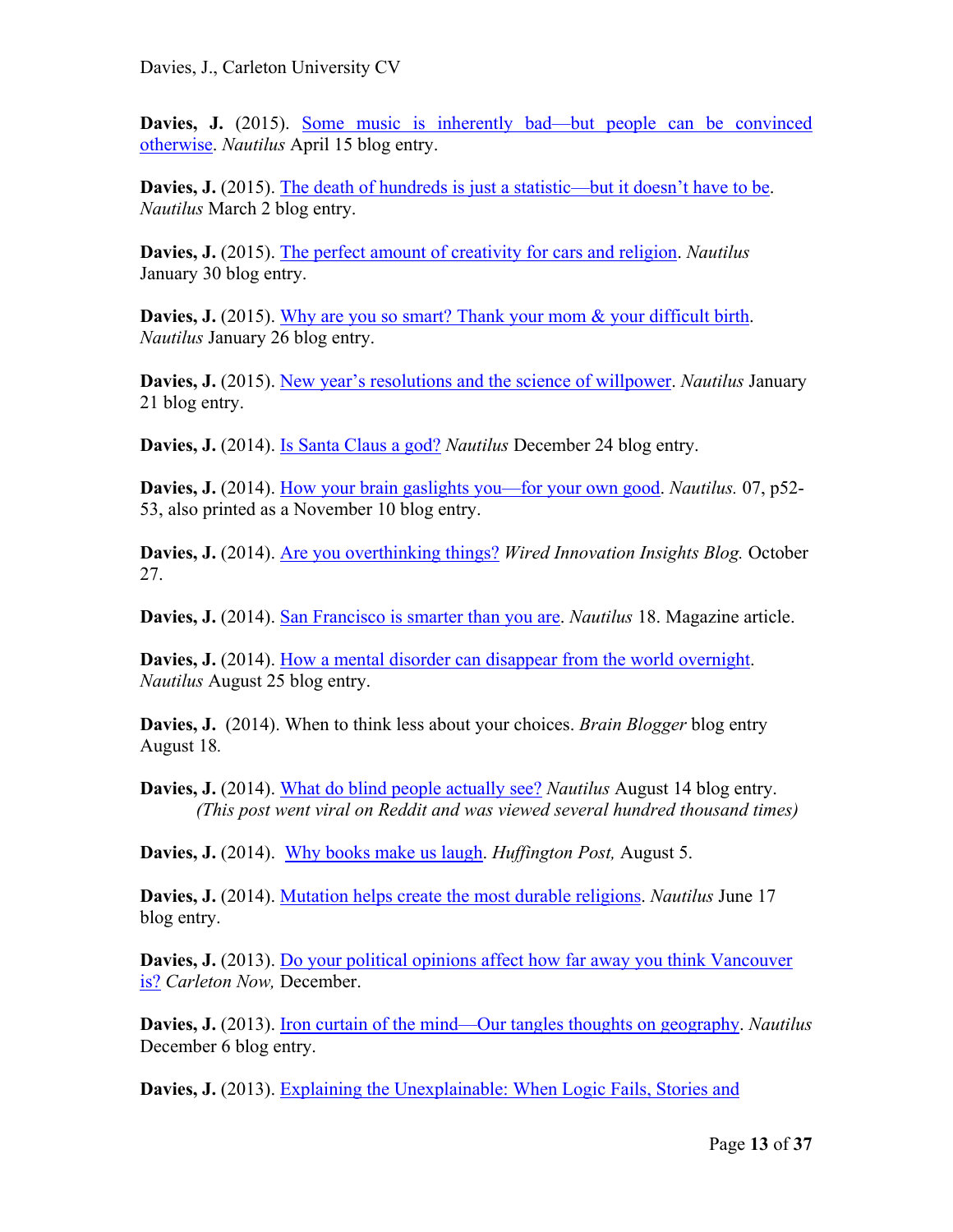**Davies, J.** (2015). Some music is inherently bad—but people can be convinced otherwise. *Nautilus* April 15 blog entry.

**Davies, J.** (2015). The death of hundreds is just a statistic—but it doesn't have to be. *Nautilus* March 2 blog entry.

**Davies, J.** (2015). The perfect amount of creativity for cars and religion. *Nautilus* January 30 blog entry.

**Davies, J.** (2015). Why are you so smart? Thank your mom & your difficult birth. *Nautilus* January 26 blog entry.

**Davies, J.** (2015). New year's resolutions and the science of willpower. *Nautilus* January 21 blog entry.

**Davies, J.** (2014). Is Santa Claus a god? *Nautilus* December 24 blog entry.

**Davies, J.** (2014). How your brain gaslights you—for your own good. *Nautilus.* 07, p52-53, also printed as a November 10 blog entry.

**Davies, J.** (2014). Are you overthinking things? *Wired Innovation Insights Blog.* October 27.

**Davies, J.** (2014). San Francisco is smarter than you are. *Nautilus* 18. Magazine article.

**Davies, J.** (2014). How a mental disorder can disappear from the world overnight. *Nautilus* August 25 blog entry.

**Davies, J.** (2014). When to think less about your choices. *Brain Blogger* blog entry August 18.

**Davies, J.** (2014). What do blind people actually see? *Nautilus* August 14 blog entry. *(This post went viral on Reddit and was viewed several hundred thousand times)*

**Davies, J.** (2014). Why books make us laugh. *Huffington Post,* August 5.

**Davies, J.** (2014). Mutation helps create the most durable religions. *Nautilus* June 17 blog entry.

**Davies, J.** (2013). Do your political opinions affect how far away you think Vancouver is? *Carleton Now,* December.

**Davies, J.** (2013). Iron curtain of the mind—Our tangles thoughts on geography. *Nautilus* December 6 blog entry.

**Davies, J.** (2013). Explaining the Unexplainable: When Logic Fails, Stories and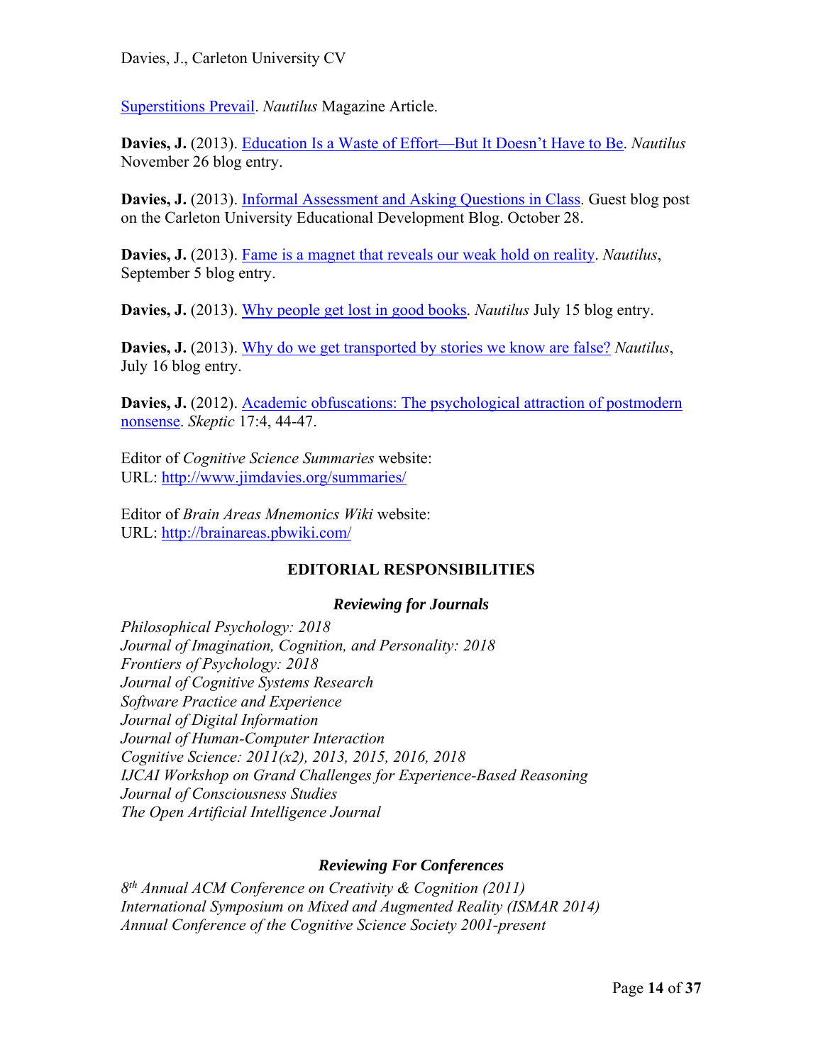Superstitions Prevail. *Nautilus* Magazine Article.

**Davies, J.** (2013). Education Is a Waste of Effort—But It Doesn't Have to Be. *Nautilus* November 26 blog entry.

**Davies, J.** (2013). Informal Assessment and Asking Questions in Class. Guest blog post on the Carleton University Educational Development Blog. October 28.

**Davies, J.** (2013). Fame is a magnet that reveals our weak hold on reality. *Nautilus*, September 5 blog entry.

**Davies, J.** (2013). Why people get lost in good books. *Nautilus* July 15 blog entry.

**Davies, J.** (2013). Why do we get transported by stories we know are false? *Nautilus*, July 16 blog entry.

**Davies, J.** (2012). Academic obfuscations: The psychological attraction of postmodern nonsense. *Skeptic* 17:4, 44-47.

Editor of *Cognitive Science Summaries* website:
URL: http://www.jimdavies.org/summaries/

Editor of *Brain Areas Mnemonics Wiki* website:
URL: http://brainareas.pbwiki.com/

## EDITORIAL RESPONSIBILITIES

### *Reviewing for Journals*

*Philosophical Psychology: 2018*
*Journal of Imagination, Cognition, and Personality: 2018*
*Frontiers of Psychology: 2018*
*Journal of Cognitive Systems Research*
*Software Practice and Experience*
*Journal of Digital Information*
*Journal of Human-Computer Interaction*
*Cognitive Science: 2011(x2), 2013, 2015, 2016, 2018*
*IJCAI Workshop on Grand Challenges for Experience-Based Reasoning*
*Journal of Consciousness Studies*
*The Open Artificial Intelligence Journal*

### *Reviewing For Conferences*

*8th Annual ACM Conference on Creativity & Cognition (2011)*
*International Symposium on Mixed and Augmented Reality (ISMAR 2014)*
*Annual Conference of the Cognitive Science Society 2001-present*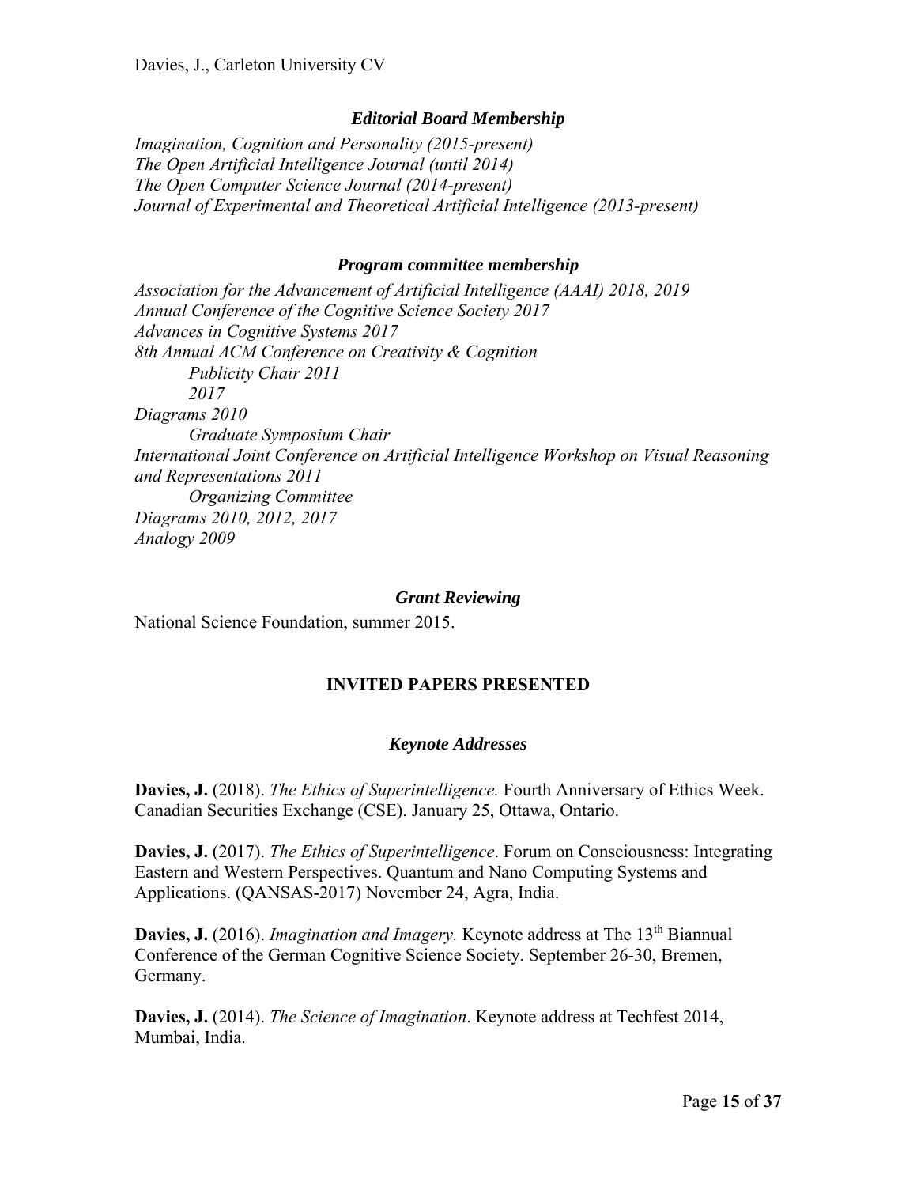#### *Editorial Board Membership*

*Imagination, Cognition and Personality (2015-present)*
*The Open Artificial Intelligence Journal (until 2014)*
*The Open Computer Science Journal (2014-present)*
*Journal of Experimental and Theoretical Artificial Intelligence (2013-present)*

#### *Program committee membership*

*Association for the Advancement of Artificial Intelligence (AAAI) 2018, 2019*
*Annual Conference of the Cognitive Science Society 2017*
*Advances in Cognitive Systems 2017*
*8th Annual ACM Conference on Creativity & Cognition*
  *Publicity Chair 2011*
  *2017*
*Diagrams 2010*
  *Graduate Symposium Chair*
*International Joint Conference on Artificial Intelligence Workshop on Visual Reasoning and Representations 2011*
  *Organizing Committee*
*Diagrams 2010, 2012, 2017*
*Analogy 2009*

#### *Grant Reviewing*

National Science Foundation, summer 2015.

## INVITED PAPERS PRESENTED

#### *Keynote Addresses*

**Davies, J.** (2018). *The Ethics of Superintelligence.* Fourth Anniversary of Ethics Week. Canadian Securities Exchange (CSE). January 25, Ottawa, Ontario.

**Davies, J.** (2017). *The Ethics of Superintelligence*. Forum on Consciousness: Integrating Eastern and Western Perspectives. Quantum and Nano Computing Systems and Applications. (QANSAS-2017) November 24, Agra, India.

**Davies, J.** (2016). *Imagination and Imagery.* Keynote address at The 13th Biannual Conference of the German Cognitive Science Society. September 26-30, Bremen, Germany.

**Davies, J.** (2014). *The Science of Imagination*. Keynote address at Techfest 2014, Mumbai, India.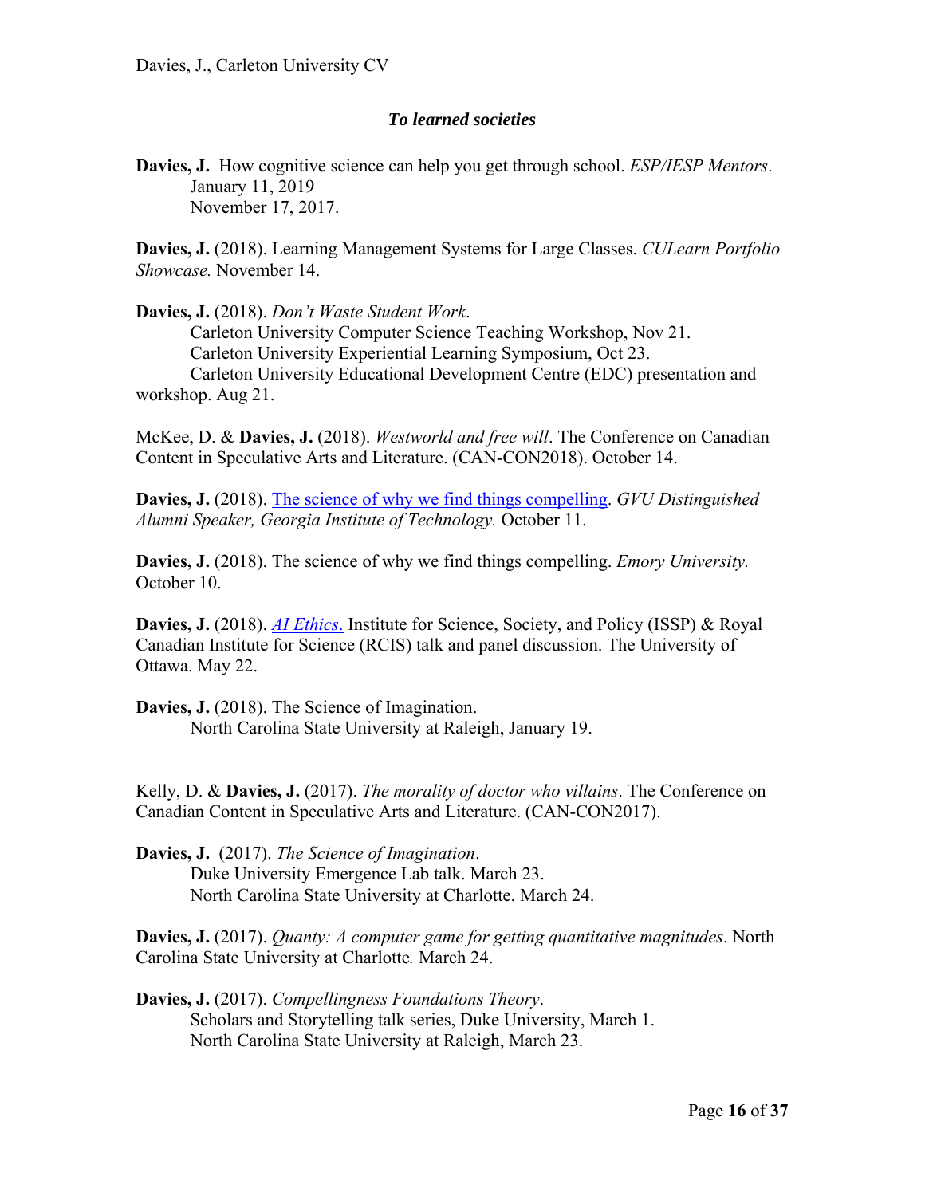### *To learned societies*

**Davies, J.** How cognitive science can help you get through school. *ESP/IESP Mentors*.
January 11, 2019
November 17, 2017.

**Davies, J.** (2018). Learning Management Systems for Large Classes. *CULearn Portfolio Showcase.* November 14.

**Davies, J.** (2018). *Don't Waste Student Work*.
Carleton University Computer Science Teaching Workshop, Nov 21.
Carleton University Experiential Learning Symposium, Oct 23.
Carleton University Educational Development Centre (EDC) presentation and workshop. Aug 21.

McKee, D. & **Davies, J.** (2018). *Westworld and free will*. The Conference on Canadian Content in Speculative Arts and Literature. (CAN-CON2018). October 14.

**Davies, J.** (2018). The science of why we find things compelling. *GVU Distinguished Alumni Speaker, Georgia Institute of Technology.* October 11.

**Davies, J.** (2018). The science of why we find things compelling. *Emory University.* October 10.

**Davies, J.** (2018). *AI Ethics*. Institute for Science, Society, and Policy (ISSP) & Royal Canadian Institute for Science (RCIS) talk and panel discussion. The University of Ottawa. May 22.

**Davies, J.** (2018). The Science of Imagination.
North Carolina State University at Raleigh, January 19.

Kelly, D. & **Davies, J.** (2017). *The morality of doctor who villains*. The Conference on Canadian Content in Speculative Arts and Literature. (CAN-CON2017).

**Davies, J.** (2017). *The Science of Imagination*.
Duke University Emergence Lab talk. March 23.
North Carolina State University at Charlotte. March 24.

**Davies, J.** (2017). *Quanty: A computer game for getting quantitative magnitudes*. North Carolina State University at Charlotte*.* March 24.

**Davies, J.** (2017). *Compellingness Foundations Theory*.
Scholars and Storytelling talk series, Duke University, March 1.
North Carolina State University at Raleigh, March 23.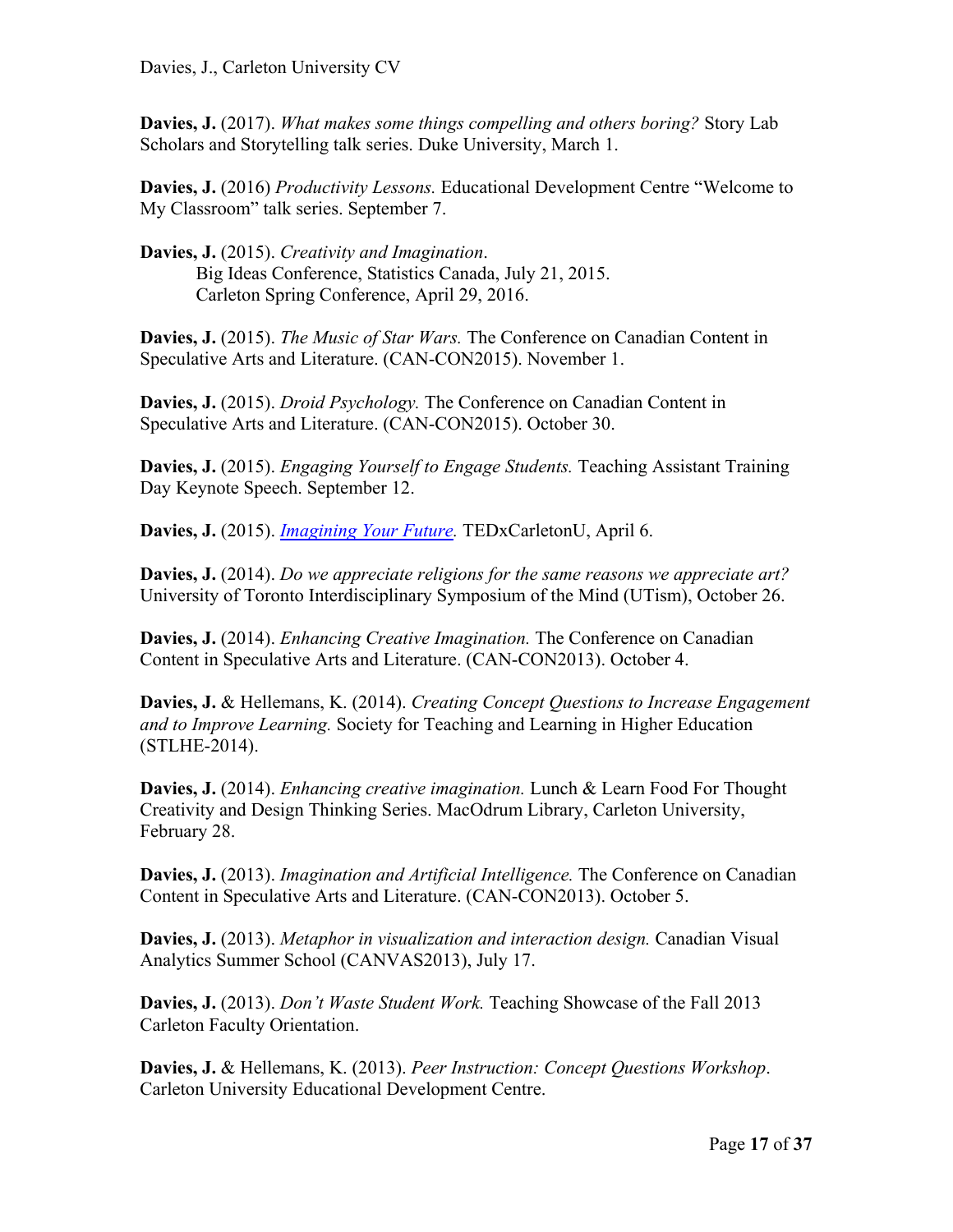**Davies, J.** (2017). *What makes some things compelling and others boring?* Story Lab Scholars and Storytelling talk series. Duke University, March 1.

**Davies, J.** (2016) *Productivity Lessons.* Educational Development Centre "Welcome to My Classroom" talk series. September 7.

**Davies, J.** (2015). *Creativity and Imagination*.
Big Ideas Conference, Statistics Canada, July 21, 2015.
Carleton Spring Conference, April 29, 2016.

**Davies, J.** (2015). *The Music of Star Wars.* The Conference on Canadian Content in Speculative Arts and Literature. (CAN-CON2015). November 1.

**Davies, J.** (2015). *Droid Psychology.* The Conference on Canadian Content in Speculative Arts and Literature. (CAN-CON2015). October 30.

**Davies, J.** (2015). *Engaging Yourself to Engage Students.* Teaching Assistant Training Day Keynote Speech. September 12.

**Davies, J.** (2015). *Imagining Your Future.* TEDxCarletonU, April 6.

**Davies, J.** (2014). *Do we appreciate religions for the same reasons we appreciate art?* University of Toronto Interdisciplinary Symposium of the Mind (UTism), October 26.

**Davies, J.** (2014). *Enhancing Creative Imagination.* The Conference on Canadian Content in Speculative Arts and Literature. (CAN-CON2013). October 4.

**Davies, J.** & Hellemans, K. (2014). *Creating Concept Questions to Increase Engagement and to Improve Learning.* Society for Teaching and Learning in Higher Education (STLHE-2014).

**Davies, J.** (2014). *Enhancing creative imagination.* Lunch & Learn Food For Thought Creativity and Design Thinking Series. MacOdrum Library, Carleton University, February 28.

**Davies, J.** (2013). *Imagination and Artificial Intelligence.* The Conference on Canadian Content in Speculative Arts and Literature. (CAN-CON2013). October 5.

**Davies, J.** (2013). *Metaphor in visualization and interaction design.* Canadian Visual Analytics Summer School (CANVAS2013), July 17.

**Davies, J.** (2013). *Don't Waste Student Work.* Teaching Showcase of the Fall 2013 Carleton Faculty Orientation.

**Davies, J.** & Hellemans, K. (2013). *Peer Instruction: Concept Questions Workshop*. Carleton University Educational Development Centre.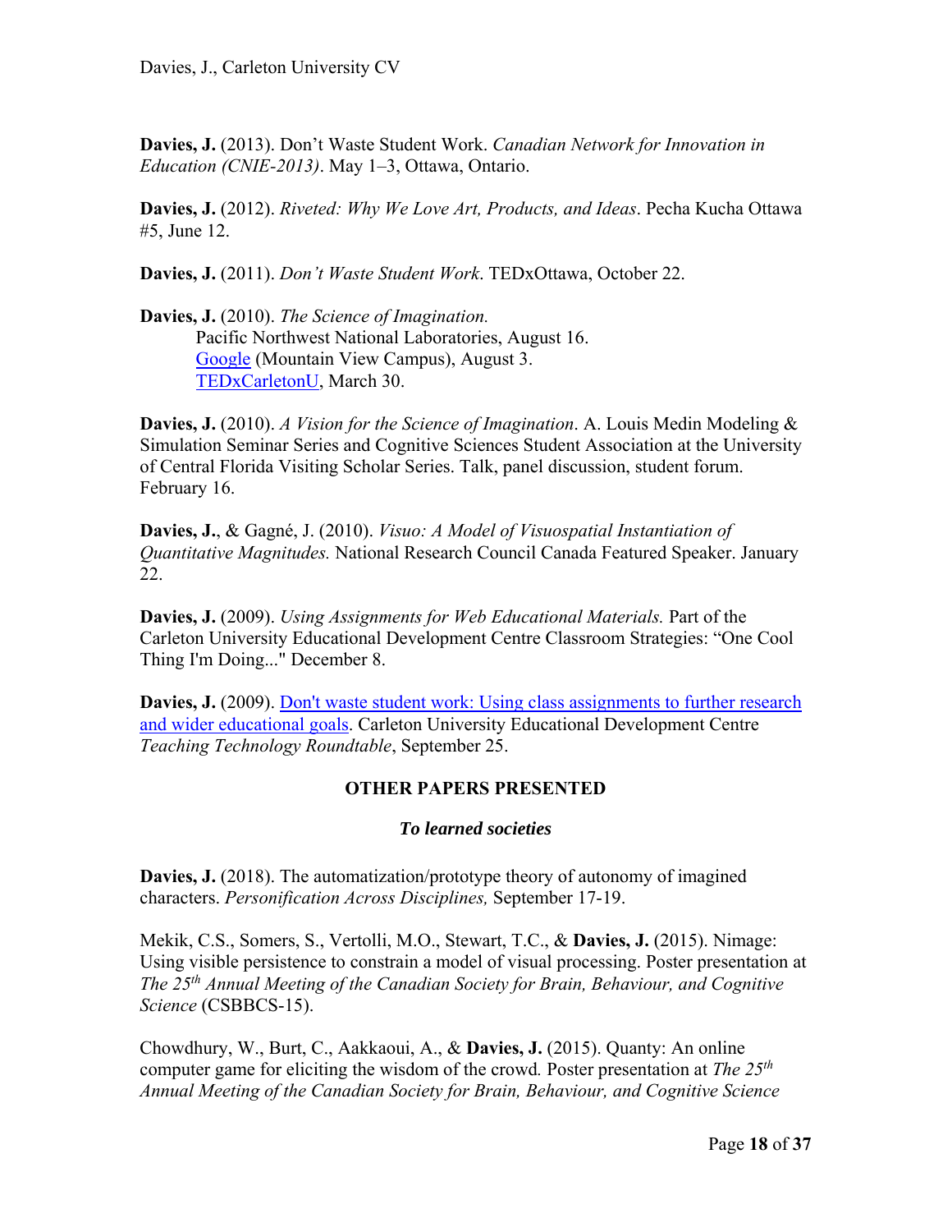**Davies, J.** (2013). Don't Waste Student Work. *Canadian Network for Innovation in Education (CNIE-2013)*. May 1–3, Ottawa, Ontario.

**Davies, J.** (2012). *Riveted: Why We Love Art, Products, and Ideas*. Pecha Kucha Ottawa #5, June 12.

**Davies, J.** (2011). *Don't Waste Student Work*. TEDxOttawa, October 22.

**Davies, J.** (2010). *The Science of Imagination.*
Pacific Northwest National Laboratories, August 16.
Google (Mountain View Campus), August 3.
TEDxCarletonU, March 30.

**Davies, J.** (2010). *A Vision for the Science of Imagination*. A. Louis Medin Modeling & Simulation Seminar Series and Cognitive Sciences Student Association at the University of Central Florida Visiting Scholar Series. Talk, panel discussion, student forum. February 16.

**Davies, J.**, & Gagné, J. (2010). *Visuo: A Model of Visuospatial Instantiation of Quantitative Magnitudes.* National Research Council Canada Featured Speaker. January 22.

**Davies, J.** (2009). *Using Assignments for Web Educational Materials.* Part of the Carleton University Educational Development Centre Classroom Strategies: "One Cool Thing I'm Doing..." December 8.

**Davies, J.** (2009). Don't waste student work: Using class assignments to further research and wider educational goals. Carleton University Educational Development Centre *Teaching Technology Roundtable*, September 25.

## OTHER PAPERS PRESENTED

### *To learned societies*

**Davies, J.** (2018). The automatization/prototype theory of autonomy of imagined characters. *Personification Across Disciplines,* September 17-19.

Mekik, C.S., Somers, S., Vertolli, M.O., Stewart, T.C., & **Davies, J.** (2015). Nimage: Using visible persistence to constrain a model of visual processing. Poster presentation at *The 25th Annual Meeting of the Canadian Society for Brain, Behaviour, and Cognitive Science* (CSBBCS-15).

Chowdhury, W., Burt, C., Aakkaoui, A., & **Davies, J.** (2015). Quanty: An online computer game for eliciting the wisdom of the crowd*.* Poster presentation at *The 25th Annual Meeting of the Canadian Society for Brain, Behaviour, and Cognitive Science*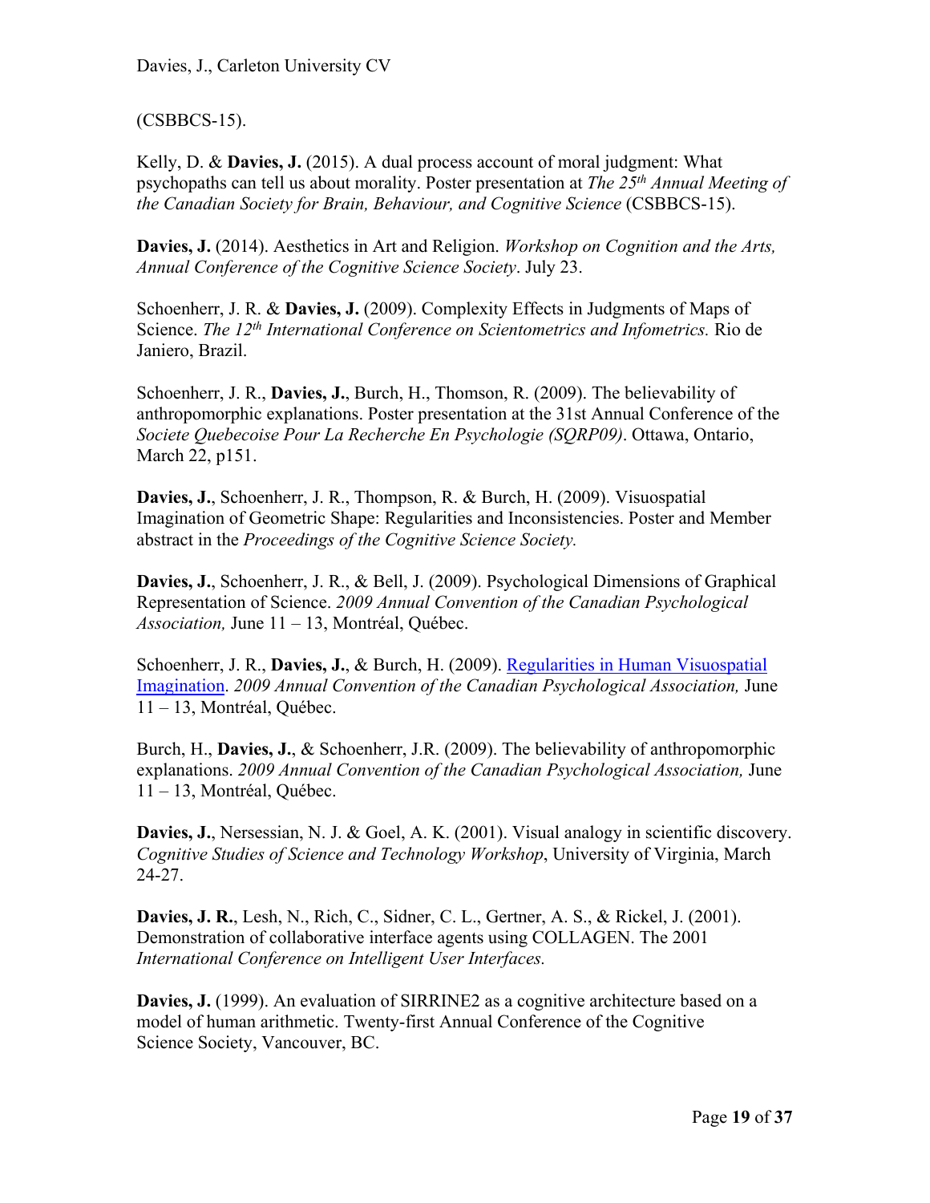(CSBBCS-15).

Kelly, D. & **Davies, J.** (2015). A dual process account of moral judgment: What psychopaths can tell us about morality. Poster presentation at *The 25th Annual Meeting of the Canadian Society for Brain, Behaviour, and Cognitive Science* (CSBBCS-15).

**Davies, J.** (2014). Aesthetics in Art and Religion. *Workshop on Cognition and the Arts, Annual Conference of the Cognitive Science Society*. July 23.

Schoenherr, J. R. & **Davies, J.** (2009). Complexity Effects in Judgments of Maps of Science. *The 12th International Conference on Scientometrics and Infometrics.* Rio de Janiero, Brazil.

Schoenherr, J. R., **Davies, J.**, Burch, H., Thomson, R. (2009). The believability of anthropomorphic explanations. Poster presentation at the 31st Annual Conference of the *Societe Quebecoise Pour La Recherche En Psychologie (SQRP09)*. Ottawa, Ontario, March 22, p151.

**Davies, J.**, Schoenherr, J. R., Thompson, R. & Burch, H. (2009). Visuospatial Imagination of Geometric Shape: Regularities and Inconsistencies. Poster and Member abstract in the *Proceedings of the Cognitive Science Society.*

**Davies, J.**, Schoenherr, J. R., & Bell, J. (2009). Psychological Dimensions of Graphical Representation of Science. *2009 Annual Convention of the Canadian Psychological Association,* June 11 – 13, Montréal, Québec.

Schoenherr, J. R., **Davies, J.**, & Burch, H. (2009). Regularities in Human Visuospatial Imagination. *2009 Annual Convention of the Canadian Psychological Association,* June 11 – 13, Montréal, Québec.

Burch, H., **Davies, J.**, & Schoenherr, J.R. (2009). The believability of anthropomorphic explanations. *2009 Annual Convention of the Canadian Psychological Association,* June 11 – 13, Montréal, Québec.

**Davies, J.**, Nersessian, N. J. & Goel, A. K. (2001). Visual analogy in scientific discovery. *Cognitive Studies of Science and Technology Workshop*, University of Virginia, March 24-27.

**Davies, J. R.**, Lesh, N., Rich, C., Sidner, C. L., Gertner, A. S., & Rickel, J. (2001). Demonstration of collaborative interface agents using COLLAGEN. The 2001 *International Conference on Intelligent User Interfaces.*

**Davies, J.** (1999). An evaluation of SIRRINE2 as a cognitive architecture based on a model of human arithmetic. Twenty-first Annual Conference of the Cognitive Science Society, Vancouver, BC.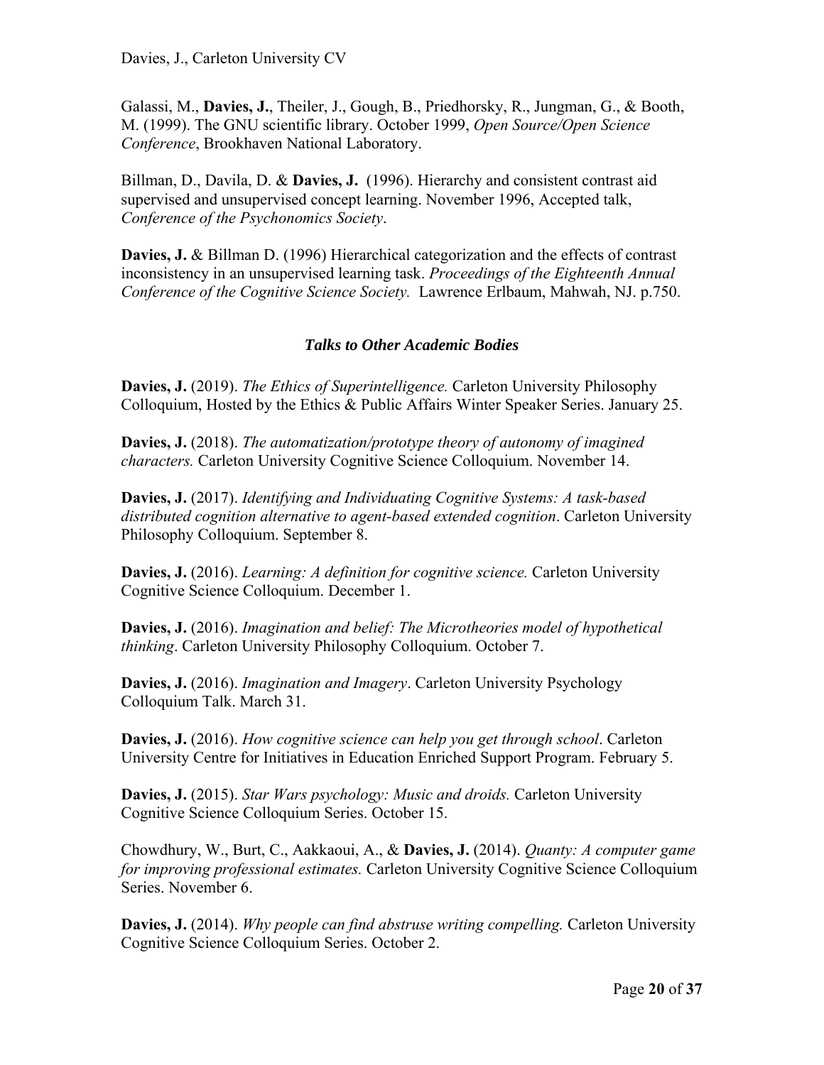Galassi, M., **Davies, J.**, Theiler, J., Gough, B., Priedhorsky, R., Jungman, G., & Booth, M. (1999). The GNU scientific library. October 1999, *Open Source/Open Science Conference*, Brookhaven National Laboratory.

Billman, D., Davila, D. & **Davies, J.** (1996). Hierarchy and consistent contrast aid supervised and unsupervised concept learning. November 1996, Accepted talk, *Conference of the Psychonomics Society*.

**Davies, J.** & Billman D. (1996) Hierarchical categorization and the effects of contrast inconsistency in an unsupervised learning task. *Proceedings of the Eighteenth Annual Conference of the Cognitive Science Society.* Lawrence Erlbaum, Mahwah, NJ. p.750.

### *Talks to Other Academic Bodies*

**Davies, J.** (2019). *The Ethics of Superintelligence.* Carleton University Philosophy Colloquium, Hosted by the Ethics & Public Affairs Winter Speaker Series. January 25.

**Davies, J.** (2018). *The automatization/prototype theory of autonomy of imagined characters.* Carleton University Cognitive Science Colloquium. November 14.

**Davies, J.** (2017). *Identifying and Individuating Cognitive Systems: A task-based distributed cognition alternative to agent-based extended cognition*. Carleton University Philosophy Colloquium. September 8.

**Davies, J.** (2016). *Learning: A definition for cognitive science.* Carleton University Cognitive Science Colloquium. December 1.

**Davies, J.** (2016). *Imagination and belief: The Microtheories model of hypothetical thinking*. Carleton University Philosophy Colloquium. October 7.

**Davies, J.** (2016). *Imagination and Imagery*. Carleton University Psychology Colloquium Talk. March 31.

**Davies, J.** (2016). *How cognitive science can help you get through school*. Carleton University Centre for Initiatives in Education Enriched Support Program. February 5.

**Davies, J.** (2015). *Star Wars psychology: Music and droids.* Carleton University Cognitive Science Colloquium Series. October 15.

Chowdhury, W., Burt, C., Aakkaoui, A., & **Davies, J.** (2014). *Quanty: A computer game for improving professional estimates.* Carleton University Cognitive Science Colloquium Series. November 6.

**Davies, J.** (2014). *Why people can find abstruse writing compelling.* Carleton University Cognitive Science Colloquium Series. October 2.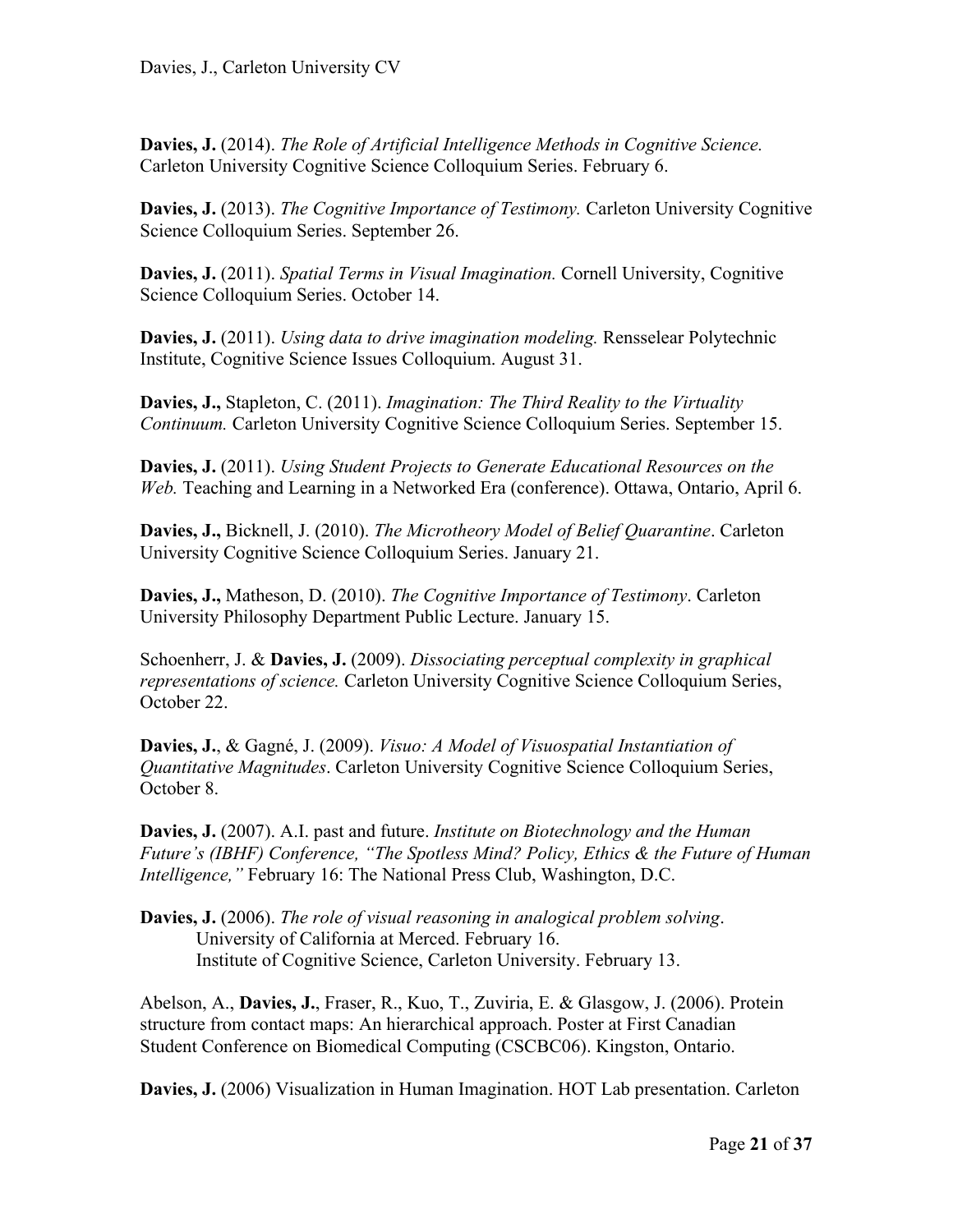**Davies, J.** (2014). *The Role of Artificial Intelligence Methods in Cognitive Science.* Carleton University Cognitive Science Colloquium Series. February 6.

**Davies, J.** (2013). *The Cognitive Importance of Testimony.* Carleton University Cognitive Science Colloquium Series. September 26.

**Davies, J.** (2011). *Spatial Terms in Visual Imagination.* Cornell University, Cognitive Science Colloquium Series. October 14.

**Davies, J.** (2011). *Using data to drive imagination modeling.* Rensselear Polytechnic Institute, Cognitive Science Issues Colloquium. August 31.

**Davies, J.,** Stapleton, C. (2011). *Imagination: The Third Reality to the Virtuality Continuum.* Carleton University Cognitive Science Colloquium Series. September 15.

**Davies, J.** (2011). *Using Student Projects to Generate Educational Resources on the Web.* Teaching and Learning in a Networked Era (conference). Ottawa, Ontario, April 6.

**Davies, J.,** Bicknell, J. (2010). *The Microtheory Model of Belief Quarantine*. Carleton University Cognitive Science Colloquium Series. January 21.

**Davies, J.,** Matheson, D. (2010). *The Cognitive Importance of Testimony*. Carleton University Philosophy Department Public Lecture. January 15.

Schoenherr, J. & **Davies, J.** (2009). *Dissociating perceptual complexity in graphical representations of science.* Carleton University Cognitive Science Colloquium Series, October 22.

**Davies, J.**, & Gagné, J. (2009). *Visuo: A Model of Visuospatial Instantiation of Quantitative Magnitudes*. Carleton University Cognitive Science Colloquium Series, October 8.

**Davies, J.** (2007). A.I. past and future. *Institute on Biotechnology and the Human Future's (IBHF) Conference, "The Spotless Mind? Policy, Ethics & the Future of Human Intelligence,"* February 16: The National Press Club, Washington, D.C.

**Davies, J.** (2006). *The role of visual reasoning in analogical problem solving*.
University of California at Merced. February 16.
Institute of Cognitive Science, Carleton University. February 13.

Abelson, A., **Davies, J.**, Fraser, R., Kuo, T., Zuviria, E. & Glasgow, J. (2006). Protein structure from contact maps: An hierarchical approach. Poster at First Canadian Student Conference on Biomedical Computing (CSCBC06). Kingston, Ontario.

**Davies, J.** (2006) Visualization in Human Imagination. HOT Lab presentation. Carleton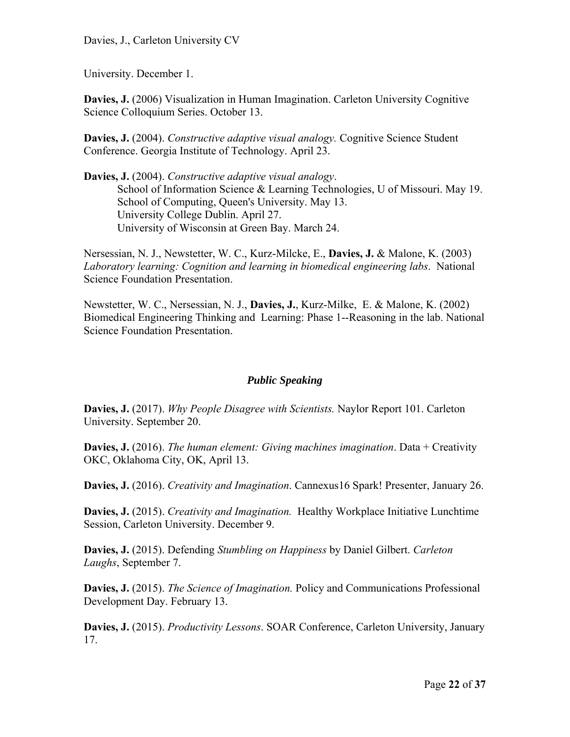University. December 1.

**Davies, J.** (2006) Visualization in Human Imagination. Carleton University Cognitive Science Colloquium Series. October 13.

**Davies, J.** (2004). *Constructive adaptive visual analogy.* Cognitive Science Student Conference. Georgia Institute of Technology. April 23.

**Davies, J.** (2004). *Constructive adaptive visual analogy*.
    School of Information Science & Learning Technologies, U of Missouri. May 19.
    School of Computing, Queen's University. May 13.
    University College Dublin. April 27.
    University of Wisconsin at Green Bay. March 24.

Nersessian, N. J., Newstetter, W. C., Kurz-Milcke, E., **Davies, J.** & Malone, K. (2003) *Laboratory learning: Cognition and learning in biomedical engineering labs*. National Science Foundation Presentation.

Newstetter, W. C., Nersessian, N. J., **Davies, J.**, Kurz-Milke, E. & Malone, K. (2002) Biomedical Engineering Thinking and Learning: Phase 1--Reasoning in the lab. National Science Foundation Presentation.

### *Public Speaking*

**Davies, J.** (2017). *Why People Disagree with Scientists.* Naylor Report 101. Carleton University. September 20.

**Davies, J.** (2016). *The human element: Giving machines imagination*. Data + Creativity OKC, Oklahoma City, OK, April 13.

**Davies, J.** (2016). *Creativity and Imagination*. Cannexus16 Spark! Presenter, January 26.

**Davies, J.** (2015). *Creativity and Imagination.* Healthy Workplace Initiative Lunchtime Session, Carleton University. December 9.

**Davies, J.** (2015). Defending *Stumbling on Happiness* by Daniel Gilbert. *Carleton Laughs*, September 7.

**Davies, J.** (2015). *The Science of Imagination.* Policy and Communications Professional Development Day. February 13.

**Davies, J.** (2015). *Productivity Lessons*. SOAR Conference, Carleton University, January 17.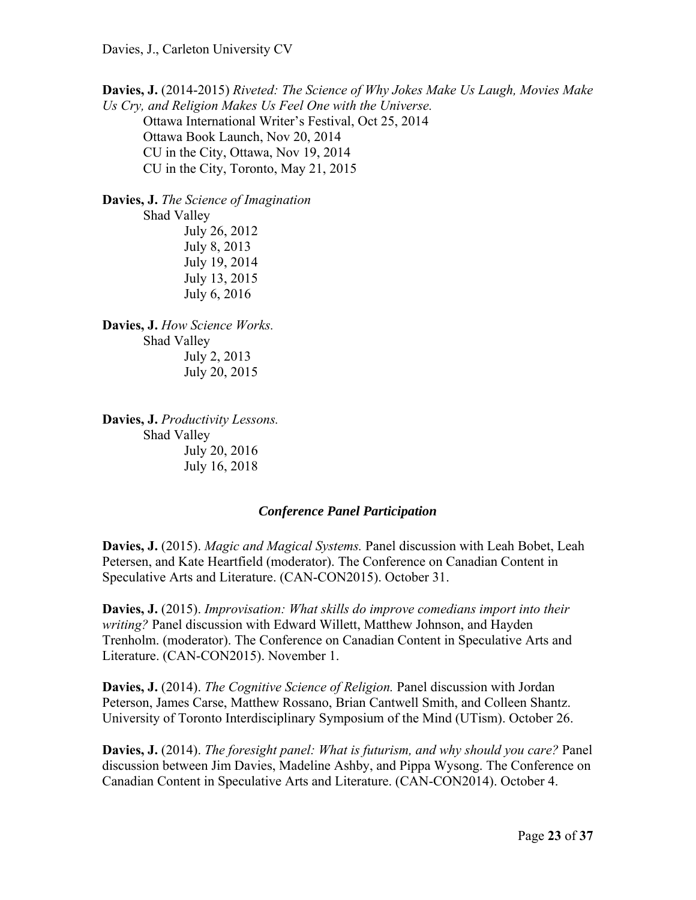**Davies, J.** (2014-2015) *Riveted: The Science of Why Jokes Make Us Laugh, Movies Make Us Cry, and Religion Makes Us Feel One with the Universe.*

Ottawa International Writer's Festival, Oct 25, 2014
Ottawa Book Launch, Nov 20, 2014
CU in the City, Ottawa, Nov 19, 2014
CU in the City, Toronto, May 21, 2015

**Davies, J.** *The Science of Imagination*

Shad Valley
- July 26, 2012
- July 8, 2013
- July 19, 2014
- July 13, 2015
- July 6, 2016

**Davies, J.** *How Science Works.*

Shad Valley
- July 2, 2013
- July 20, 2015

**Davies, J.** *Productivity Lessons.*

Shad Valley
- July 20, 2016
- July 16, 2018

### *Conference Panel Participation*

**Davies, J.** (2015). *Magic and Magical Systems.* Panel discussion with Leah Bobet, Leah Petersen, and Kate Heartfield (moderator). The Conference on Canadian Content in Speculative Arts and Literature. (CAN-CON2015). October 31.

**Davies, J.** (2015). *Improvisation: What skills do improve comedians import into their writing?* Panel discussion with Edward Willett, Matthew Johnson, and Hayden Trenholm. (moderator). The Conference on Canadian Content in Speculative Arts and Literature. (CAN-CON2015). November 1.

**Davies, J.** (2014). *The Cognitive Science of Religion.* Panel discussion with Jordan Peterson, James Carse, Matthew Rossano, Brian Cantwell Smith, and Colleen Shantz. University of Toronto Interdisciplinary Symposium of the Mind (UTism). October 26.

**Davies, J.** (2014). *The foresight panel: What is futurism, and why should you care?* Panel discussion between Jim Davies, Madeline Ashby, and Pippa Wysong. The Conference on Canadian Content in Speculative Arts and Literature. (CAN-CON2014). October 4.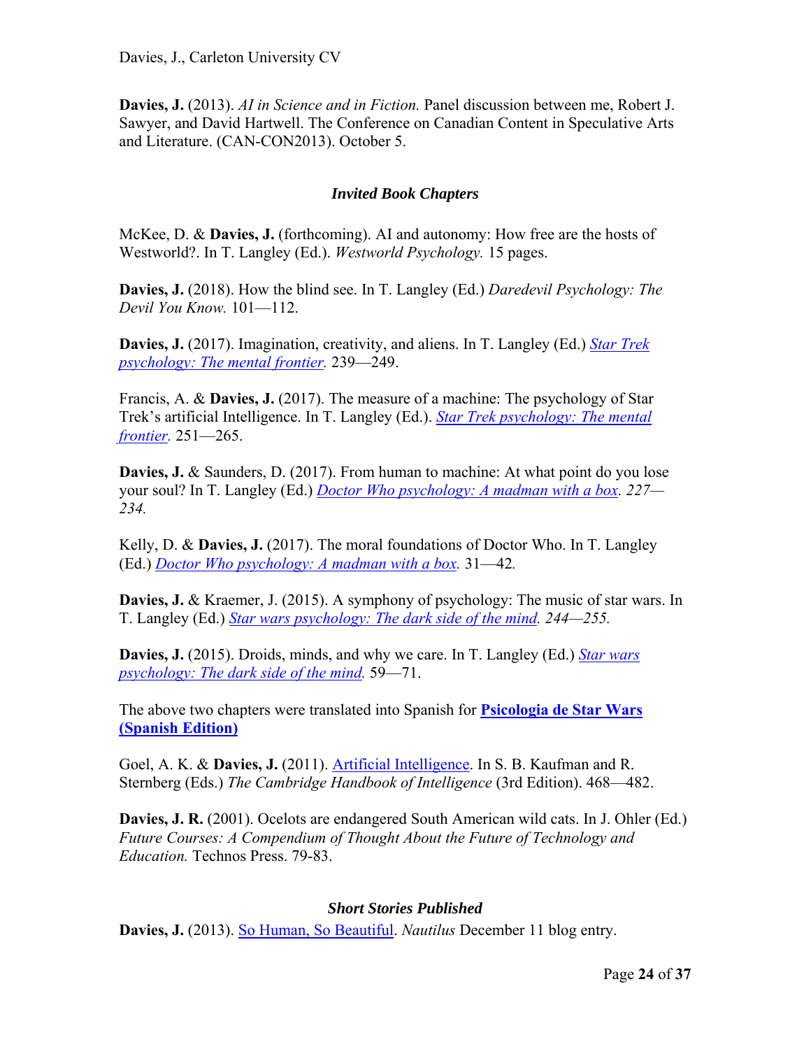**Davies, J.** (2013). *AI in Science and in Fiction.* Panel discussion between me, Robert J. Sawyer, and David Hartwell. The Conference on Canadian Content in Speculative Arts and Literature. (CAN-CON2013). October 5.

### *Invited Book Chapters*

McKee, D. & **Davies, J.** (forthcoming). AI and autonomy: How free are the hosts of Westworld?. In T. Langley (Ed.). *Westworld Psychology.* 15 pages.

**Davies, J.** (2018). How the blind see. In T. Langley (Ed.) *Daredevil Psychology: The Devil You Know.* 101—112.

**Davies, J.** (2017). Imagination, creativity, and aliens. In T. Langley (Ed.) *Star Trek psychology: The mental frontier.* 239—249.

Francis, A. & **Davies, J.** (2017). The measure of a machine: The psychology of Star Trek's artificial Intelligence. In T. Langley (Ed.). *Star Trek psychology: The mental frontier.* 251—265.

**Davies, J.** & Saunders, D. (2017). From human to machine: At what point do you lose your soul? In T. Langley (Ed.) *Doctor Who psychology: A madman with a box. 227—234.*

Kelly, D. & **Davies, J.** (2017). The moral foundations of Doctor Who. In T. Langley (Ed.) *Doctor Who psychology: A madman with a box.* 31—42*.*

**Davies, J.** & Kraemer, J. (2015). A symphony of psychology: The music of star wars. In T. Langley (Ed.) *Star wars psychology: The dark side of the mind. 244—255.*

**Davies, J.** (2015). Droids, minds, and why we care. In T. Langley (Ed.) *Star wars psychology: The dark side of the mind.* 59—71.

The above two chapters were translated into Spanish for **Psicologia de Star Wars (Spanish Edition)**

Goel, A. K. & **Davies, J.** (2011). Artificial Intelligence. In S. B. Kaufman and R. Sternberg (Eds.) *The Cambridge Handbook of Intelligence* (3rd Edition). 468—482.

**Davies, J. R.** (2001). Ocelots are endangered South American wild cats. In J. Ohler (Ed.) *Future Courses: A Compendium of Thought About the Future of Technology and Education.* Technos Press. 79-83.

### *Short Stories Published*

**Davies, J.** (2013). So Human, So Beautiful. *Nautilus* December 11 blog entry.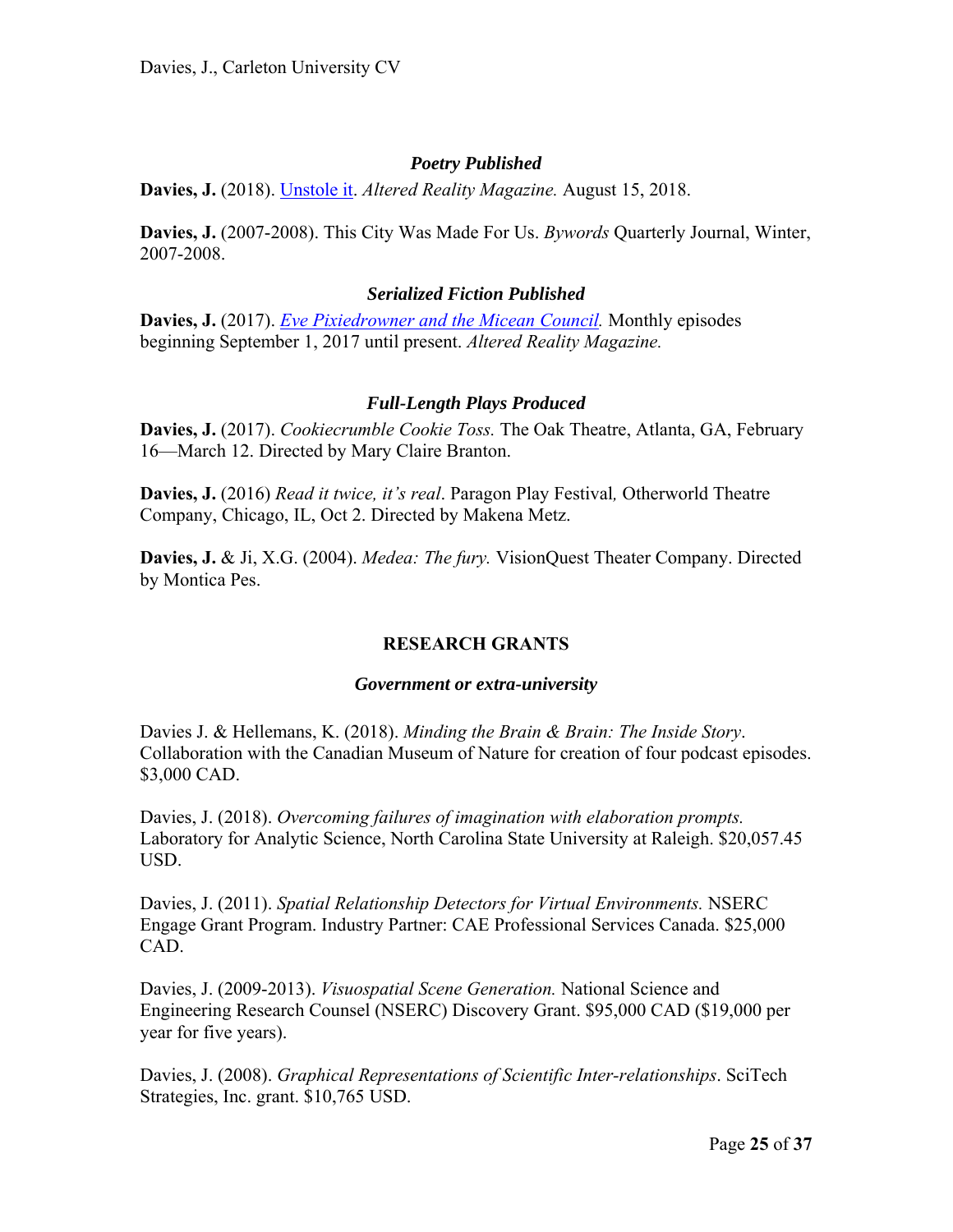### *Poetry Published*

**Davies, J.** (2018). Unstole it. *Altered Reality Magazine.* August 15, 2018.

**Davies, J.** (2007-2008). This City Was Made For Us. *Bywords* Quarterly Journal, Winter, 2007-2008.

### *Serialized Fiction Published*

**Davies, J.** (2017). *Eve Pixiedrowner and the Micean Council.* Monthly episodes beginning September 1, 2017 until present. *Altered Reality Magazine.*

### *Full-Length Plays Produced*

**Davies, J.** (2017). *Cookiecrumble Cookie Toss.* The Oak Theatre, Atlanta, GA, February 16—March 12. Directed by Mary Claire Branton.

**Davies, J.** (2016) *Read it twice, it's real*. Paragon Play Festival*,* Otherworld Theatre Company, Chicago, IL, Oct 2. Directed by Makena Metz.

**Davies, J.** & Ji, X.G. (2004). *Medea: The fury.* VisionQuest Theater Company. Directed by Montica Pes.

## RESEARCH GRANTS

### *Government or extra-university*

Davies J. & Hellemans, K. (2018). *Minding the Brain & Brain: The Inside Story*. Collaboration with the Canadian Museum of Nature for creation of four podcast episodes. $3,000 CAD.

Davies, J. (2018). *Overcoming failures of imagination with elaboration prompts.* Laboratory for Analytic Science, North Carolina State University at Raleigh. $20,057.45 USD.

Davies, J. (2011). *Spatial Relationship Detectors for Virtual Environments.* NSERC Engage Grant Program. Industry Partner: CAE Professional Services Canada. $25,000 CAD.

Davies, J. (2009-2013). *Visuospatial Scene Generation.* National Science and Engineering Research Counsel (NSERC) Discovery Grant. $95,000 CAD ($19,000 per year for five years).

Davies, J. (2008). *Graphical Representations of Scientific Inter-relationships*. SciTech Strategies, Inc. grant. $10,765 USD.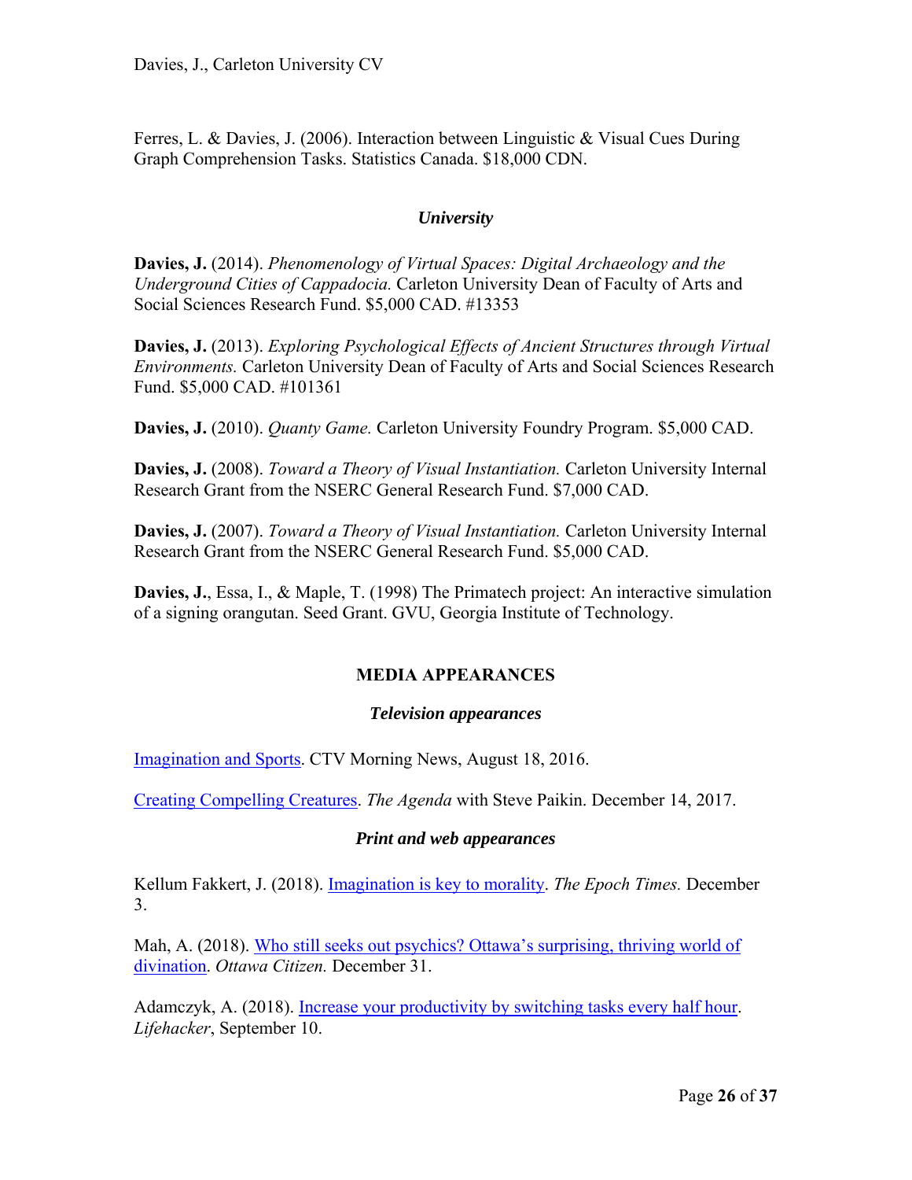Ferres, L. & Davies, J. (2006). Interaction between Linguistic & Visual Cues During Graph Comprehension Tasks. Statistics Canada. $18,000 CDN.

### *University*

**Davies, J.** (2014). *Phenomenology of Virtual Spaces: Digital Archaeology and the Underground Cities of Cappadocia.* Carleton University Dean of Faculty of Arts and Social Sciences Research Fund. $5,000 CAD. #13353

**Davies, J.** (2013). *Exploring Psychological Effects of Ancient Structures through Virtual Environments.* Carleton University Dean of Faculty of Arts and Social Sciences Research Fund. $5,000 CAD. #101361

**Davies, J.** (2010). *Quanty Game.* Carleton University Foundry Program. $5,000 CAD.

**Davies, J.** (2008). *Toward a Theory of Visual Instantiation.* Carleton University Internal Research Grant from the NSERC General Research Fund. $7,000 CAD.

**Davies, J.** (2007). *Toward a Theory of Visual Instantiation.* Carleton University Internal Research Grant from the NSERC General Research Fund. $5,000 CAD.

**Davies, J.**, Essa, I., & Maple, T. (1998) The Primatech project: An interactive simulation of a signing orangutan. Seed Grant. GVU, Georgia Institute of Technology.

## MEDIA APPEARANCES

### *Television appearances*

Imagination and Sports. CTV Morning News, August 18, 2016.

Creating Compelling Creatures. *The Agenda* with Steve Paikin. December 14, 2017.

### *Print and web appearances*

Kellum Fakkert, J. (2018). Imagination is key to morality. *The Epoch Times.* December 3.

Mah, A. (2018). Who still seeks out psychics? Ottawa's surprising, thriving world of divination. *Ottawa Citizen.* December 31.

Adamczyk, A. (2018). Increase your productivity by switching tasks every half hour. *Lifehacker*, September 10.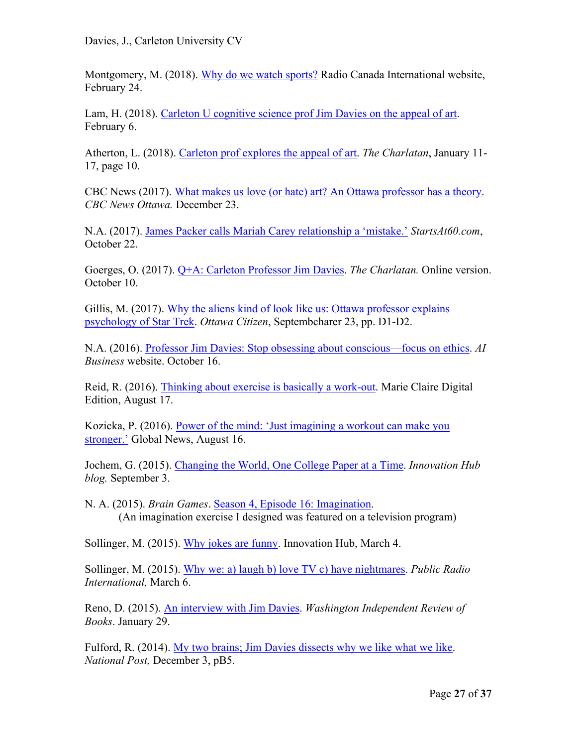Montgomery, M. (2018). [Why do we watch sports?] Radio Canada International website, February 24.

Lam, H. (2018). [Carleton U cognitive science prof Jim Davies on the appeal of art]. February 6.

Atherton, L. (2018). [Carleton prof explores the appeal of art]. *The Charlatan*, January 11-17, page 10.

CBC News (2017). [What makes us love (or hate) art? An Ottawa professor has a theory]. *CBC News Ottawa.* December 23.

N.A. (2017). [James Packer calls Mariah Carey relationship a 'mistake.'] *StartsAt60.com*, October 22.

Goerges, O. (2017). [Q+A: Carleton Professor Jim Davies]. *The Charlatan.* Online version. October 10.

Gillis, M. (2017). [Why the aliens kind of look like us: Ottawa professor explains psychology of Star Trek]. *Ottawa Citizen*, Septembcharer 23, pp. D1-D2.

N.A. (2016). [Professor Jim Davies: Stop obsessing about conscious—focus on ethics]. *AI Business* website. October 16.

Reid, R. (2016). [Thinking about exercise is basically a work-out]. Marie Claire Digital Edition, August 17.

Kozicka, P. (2016). [Power of the mind: 'Just imagining a workout can make you stronger.'] Global News, August 16.

Jochem, G. (2015). [Changing the World, One College Paper at a Time]. *Innovation Hub blog.* September 3.

N. A. (2015). *Brain Games*. [Season 4, Episode 16: Imagination].
(An imagination exercise I designed was featured on a television program)

Sollinger, M. (2015). [Why jokes are funny]. Innovation Hub, March 4.

Sollinger, M. (2015). [Why we: a) laugh b) love TV c) have nightmares]. *Public Radio International,* March 6.

Reno, D. (2015). [An interview with Jim Davies]. *Washington Independent Review of Books*. January 29.

Fulford, R. (2014). [My two brains; Jim Davies dissects why we like what we like]. *National Post,* December 3, pB5.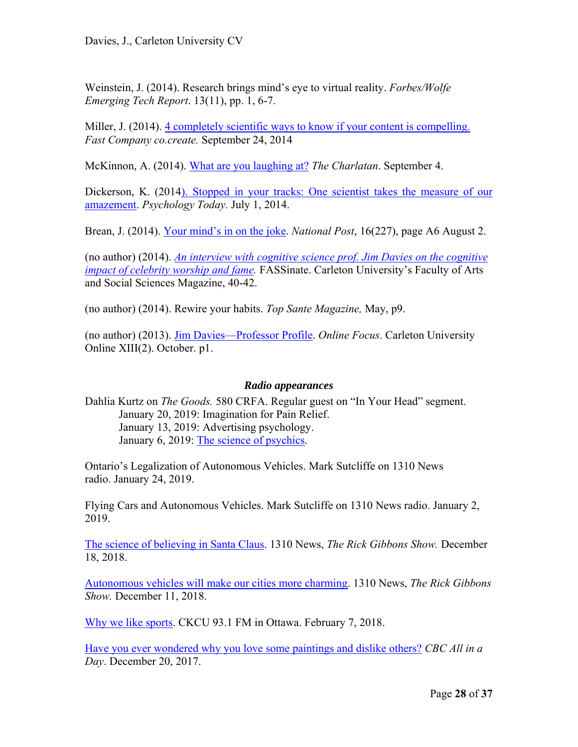Weinstein, J. (2014). Research brings mind's eye to virtual reality. *Forbes/Wolfe Emerging Tech Report*. 13(11), pp. 1, 6-7.

Miller, J. (2014). 4 completely scientific ways to know if your content is compelling. *Fast Company co.create.* September 24, 2014

McKinnon, A. (2014). What are you laughing at? *The Charlatan*. September 4.

Dickerson, K. (2014). Stopped in your tracks: One scientist takes the measure of our amazement. *Psychology Today.* July 1, 2014.

Brean, J. (2014). Your mind's in on the joke. *National Post*, 16(227), page A6 August 2.

(no author) (2014). *An interview with cognitive science prof. Jim Davies on the cognitive impact of celebrity worship and fame.* FASSinate. Carleton University's Faculty of Arts and Social Sciences Magazine, 40-42.

(no author) (2014). Rewire your habits. *Top Sante Magazine,* May, p9.

(no author) (2013). Jim Davies—Professor Profile. *Online Focus*. Carleton University Online XIII(2). October. p1.

### *Radio appearances*

Dahlia Kurtz on *The Goods.* 580 CRFA. Regular guest on "In Your Head" segment.
- January 20, 2019: Imagination for Pain Relief.
- January 13, 2019: Advertising psychology.
- January 6, 2019: The science of psychics.

Ontario's Legalization of Autonomous Vehicles. Mark Sutcliffe on 1310 News radio. January 24, 2019.

Flying Cars and Autonomous Vehicles. Mark Sutcliffe on 1310 News radio. January 2, 2019.

The science of believing in Santa Claus. 1310 News, *The Rick Gibbons Show.* December 18, 2018.

Autonomous vehicles will make our cities more charming. 1310 News, *The Rick Gibbons Show.* December 11, 2018.

Why we like sports. CKCU 93.1 FM in Ottawa. February 7, 2018.

Have you ever wondered why you love some paintings and dislike others? *CBC All in a Day*. December 20, 2017.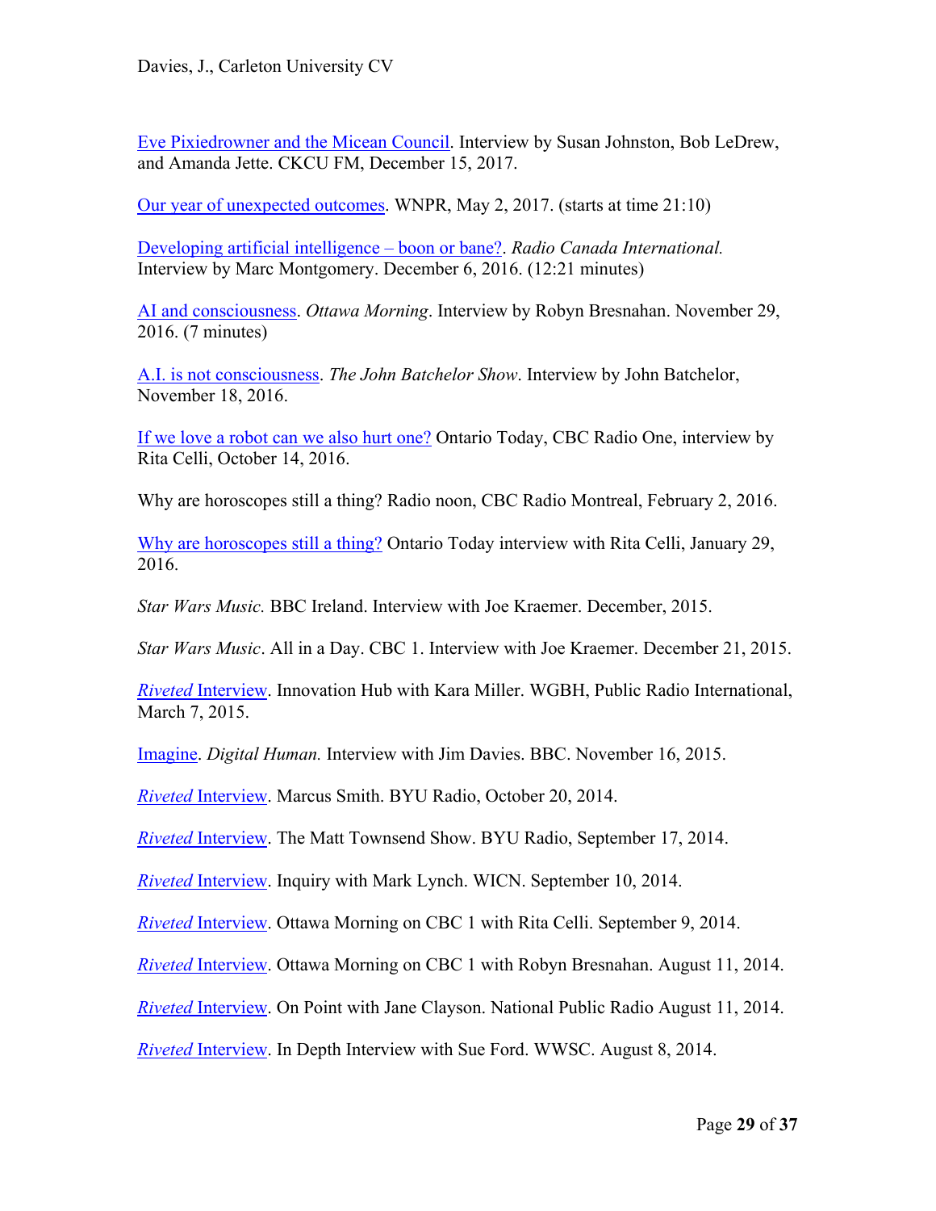Eve Pixiedrowner and the Micean Council. Interview by Susan Johnston, Bob LeDrew, and Amanda Jette. CKCU FM, December 15, 2017.

Our year of unexpected outcomes. WNPR, May 2, 2017. (starts at time 21:10)

Developing artificial intelligence – boon or bane?. *Radio Canada International.* Interview by Marc Montgomery. December 6, 2016. (12:21 minutes)

AI and consciousness. *Ottawa Morning*. Interview by Robyn Bresnahan. November 29, 2016. (7 minutes)

A.I. is not consciousness. *The John Batchelor Show*. Interview by John Batchelor, November 18, 2016.

If we love a robot can we also hurt one? Ontario Today, CBC Radio One, interview by Rita Celli, October 14, 2016.

Why are horoscopes still a thing? Radio noon, CBC Radio Montreal, February 2, 2016.

Why are horoscopes still a thing? Ontario Today interview with Rita Celli, January 29, 2016.

*Star Wars Music.* BBC Ireland. Interview with Joe Kraemer. December, 2015.

*Star Wars Music*. All in a Day. CBC 1. Interview with Joe Kraemer. December 21, 2015.

*Riveted* Interview. Innovation Hub with Kara Miller. WGBH, Public Radio International, March 7, 2015.

Imagine. *Digital Human.* Interview with Jim Davies. BBC. November 16, 2015.

*Riveted* Interview. Marcus Smith. BYU Radio, October 20, 2014.

*Riveted* Interview. The Matt Townsend Show. BYU Radio, September 17, 2014.

*Riveted* Interview. Inquiry with Mark Lynch. WICN. September 10, 2014.

*Riveted* Interview. Ottawa Morning on CBC 1 with Rita Celli. September 9, 2014.

*Riveted* Interview. Ottawa Morning on CBC 1 with Robyn Bresnahan. August 11, 2014.

*Riveted* Interview. On Point with Jane Clayson. National Public Radio August 11, 2014.

*Riveted* Interview. In Depth Interview with Sue Ford. WWSC. August 8, 2014.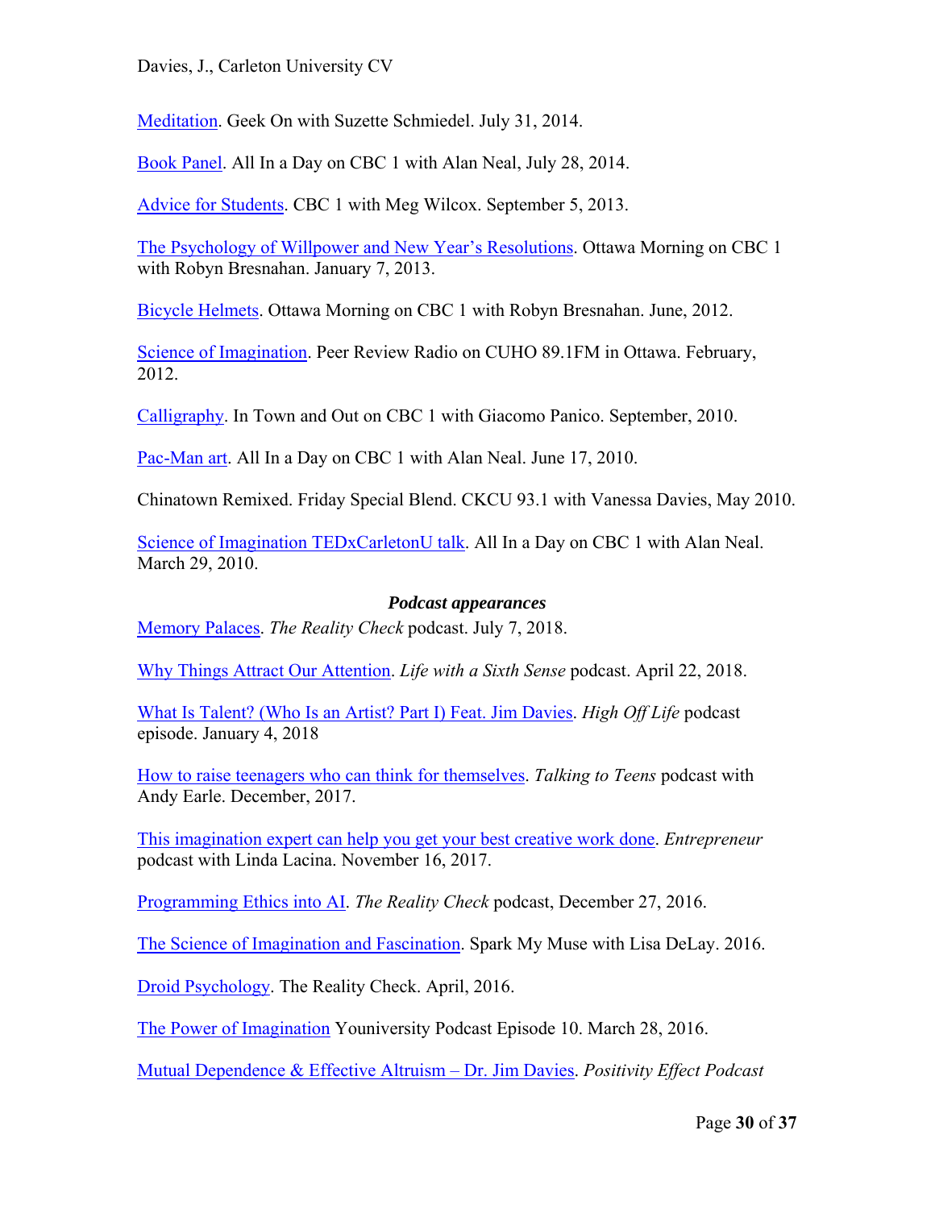Meditation. Geek On with Suzette Schmiedel. July 31, 2014.

Book Panel. All In a Day on CBC 1 with Alan Neal, July 28, 2014.

Advice for Students. CBC 1 with Meg Wilcox. September 5, 2013.

The Psychology of Willpower and New Year's Resolutions. Ottawa Morning on CBC 1 with Robyn Bresnahan. January 7, 2013.

Bicycle Helmets. Ottawa Morning on CBC 1 with Robyn Bresnahan. June, 2012.

Science of Imagination. Peer Review Radio on CUHO 89.1FM in Ottawa. February, 2012.

Calligraphy. In Town and Out on CBC 1 with Giacomo Panico. September, 2010.

Pac-Man art. All In a Day on CBC 1 with Alan Neal. June 17, 2010.

Chinatown Remixed. Friday Special Blend. CKCU 93.1 with Vanessa Davies, May 2010.

Science of Imagination TEDxCarletonU talk. All In a Day on CBC 1 with Alan Neal. March 29, 2010.

### *Podcast appearances*

Memory Palaces. *The Reality Check* podcast. July 7, 2018.

Why Things Attract Our Attention. *Life with a Sixth Sense* podcast. April 22, 2018.

What Is Talent? (Who Is an Artist? Part I) Feat. Jim Davies. *High Off Life* podcast episode. January 4, 2018

How to raise teenagers who can think for themselves. *Talking to Teens* podcast with Andy Earle. December, 2017.

This imagination expert can help you get your best creative work done. *Entrepreneur* podcast with Linda Lacina. November 16, 2017.

Programming Ethics into AI. *The Reality Check* podcast, December 27, 2016.

The Science of Imagination and Fascination. Spark My Muse with Lisa DeLay. 2016.

Droid Psychology. The Reality Check. April, 2016.

The Power of Imagination Youniversity Podcast Episode 10. March 28, 2016.

Mutual Dependence & Effective Altruism – Dr. Jim Davies. *Positivity Effect Podcast*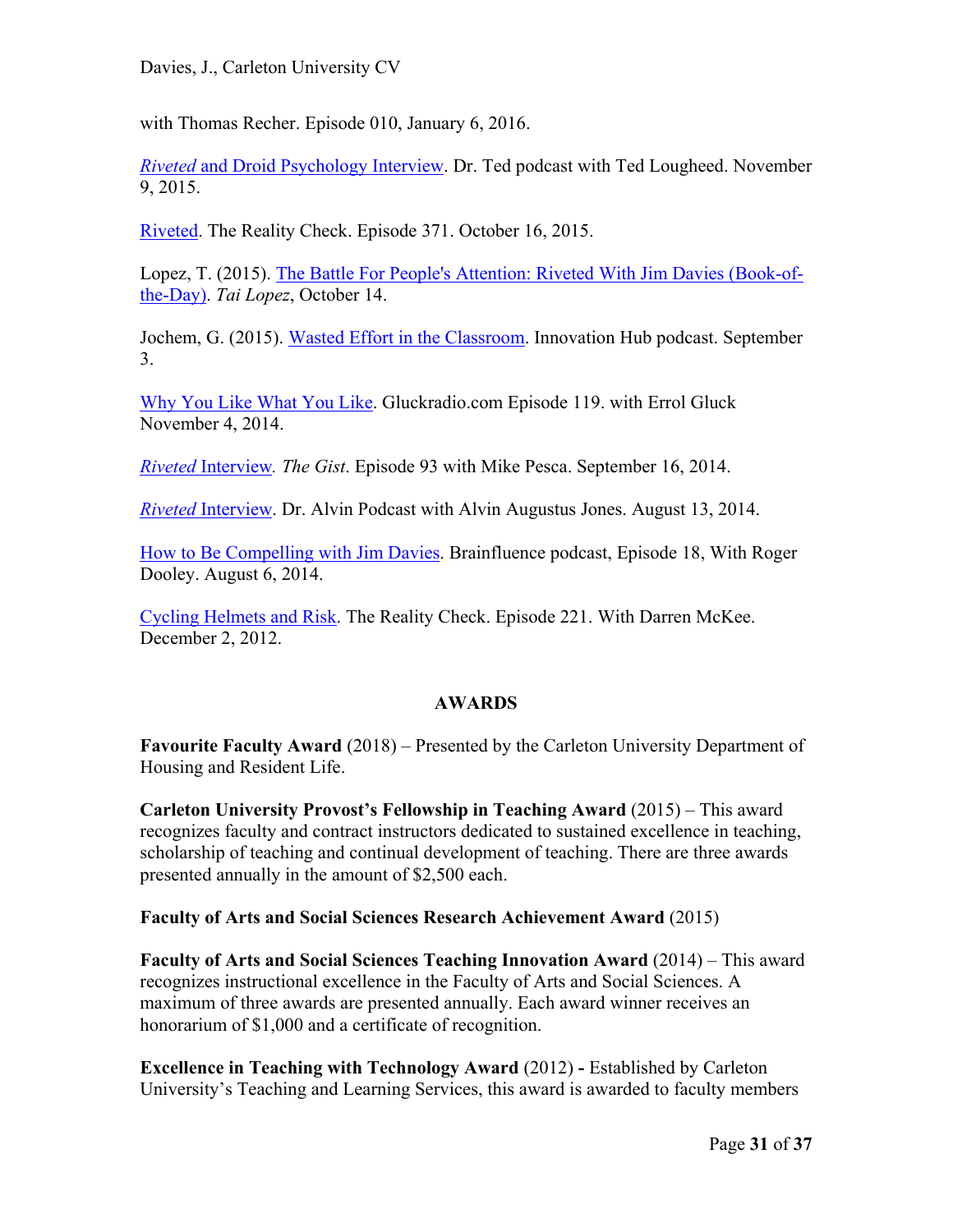with Thomas Recher. Episode 010, January 6, 2016.

*Riveted* and Droid Psychology Interview. Dr. Ted podcast with Ted Lougheed. November 9, 2015.

Riveted. The Reality Check. Episode 371. October 16, 2015.

Lopez, T. (2015). The Battle For People's Attention: Riveted With Jim Davies (Book-of-the-Day). *Tai Lopez*, October 14.

Jochem, G. (2015). Wasted Effort in the Classroom. Innovation Hub podcast. September 3.

Why You Like What You Like. Gluckradio.com Episode 119. with Errol Gluck November 4, 2014.

*Riveted* Interview. *The Gist*. Episode 93 with Mike Pesca. September 16, 2014.

*Riveted* Interview. Dr. Alvin Podcast with Alvin Augustus Jones. August 13, 2014.

How to Be Compelling with Jim Davies. Brainfluence podcast, Episode 18, With Roger Dooley. August 6, 2014.

Cycling Helmets and Risk. The Reality Check. Episode 221. With Darren McKee. December 2, 2012.

## AWARDS

**Favourite Faculty Award** (2018) – Presented by the Carleton University Department of Housing and Resident Life.

**Carleton University Provost's Fellowship in Teaching Award** (2015) – This award recognizes faculty and contract instructors dedicated to sustained excellence in teaching, scholarship of teaching and continual development of teaching. There are three awards presented annually in the amount of $2,500 each.

**Faculty of Arts and Social Sciences Research Achievement Award** (2015)

**Faculty of Arts and Social Sciences Teaching Innovation Award** (2014) – This award recognizes instructional excellence in the Faculty of Arts and Social Sciences. A maximum of three awards are presented annually. Each award winner receives an honorarium of $1,000 and a certificate of recognition.

**Excellence in Teaching with Technology Award** (2012) **-** Established by Carleton University's Teaching and Learning Services, this award is awarded to faculty members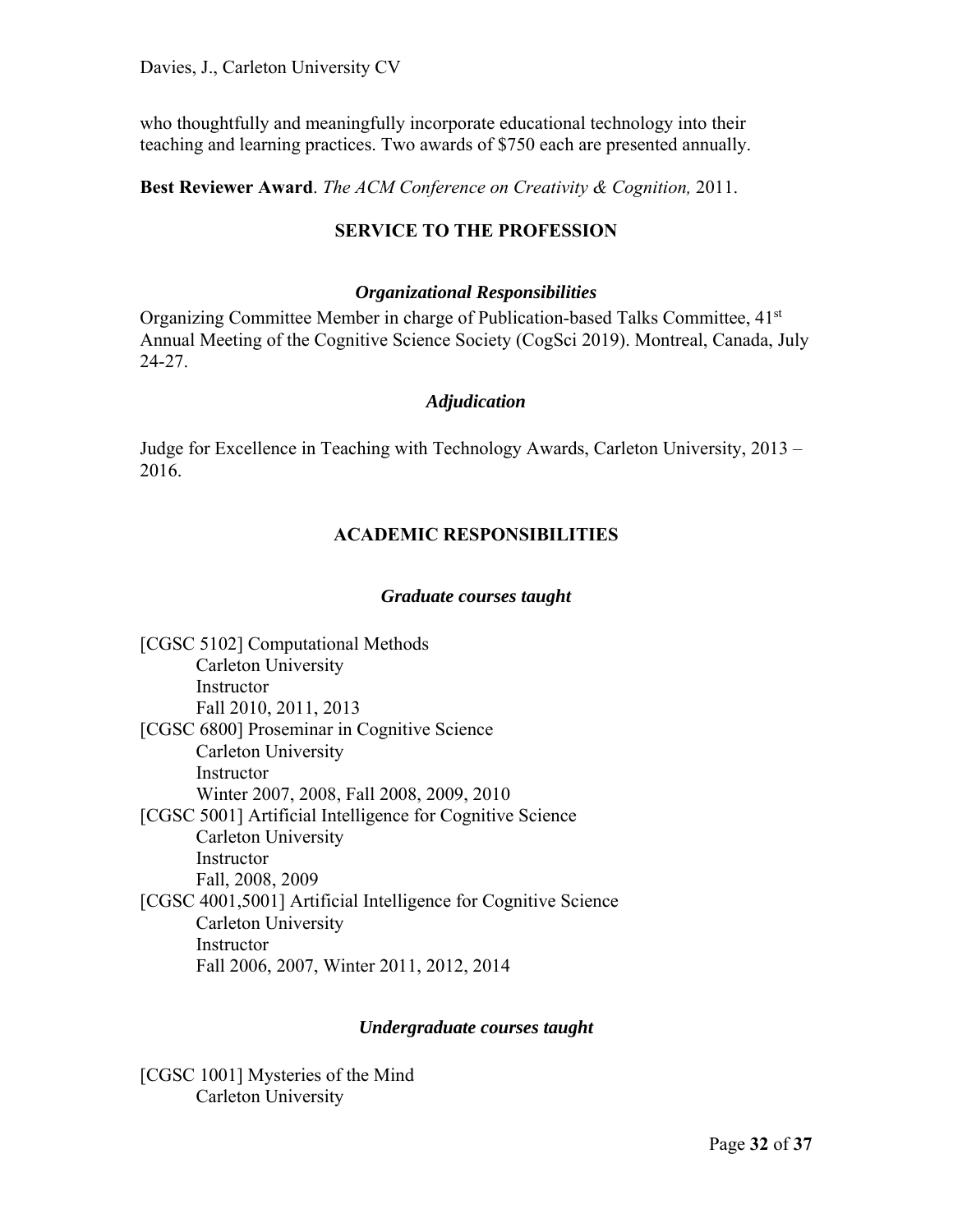who thoughtfully and meaningfully incorporate educational technology into their teaching and learning practices. Two awards of $750 each are presented annually.

**Best Reviewer Award**. *The ACM Conference on Creativity & Cognition,* 2011.

## SERVICE TO THE PROFESSION

### *Organizational Responsibilities*

Organizing Committee Member in charge of Publication-based Talks Committee, 41st Annual Meeting of the Cognitive Science Society (CogSci 2019). Montreal, Canada, July 24-27.

### *Adjudication*

Judge for Excellence in Teaching with Technology Awards, Carleton University, 2013 – 2016.

## ACADEMIC RESPONSIBILITIES

### *Graduate courses taught*

[CGSC 5102] Computational Methods
Carleton University
Instructor
Fall 2010, 2011, 2013

[CGSC 6800] Proseminar in Cognitive Science
Carleton University
Instructor
Winter 2007, 2008, Fall 2008, 2009, 2010

[CGSC 5001] Artificial Intelligence for Cognitive Science
Carleton University
Instructor
Fall, 2008, 2009

[CGSC 4001,5001] Artificial Intelligence for Cognitive Science
Carleton University
Instructor
Fall 2006, 2007, Winter 2011, 2012, 2014

### *Undergraduate courses taught*

[CGSC 1001] Mysteries of the Mind
Carleton University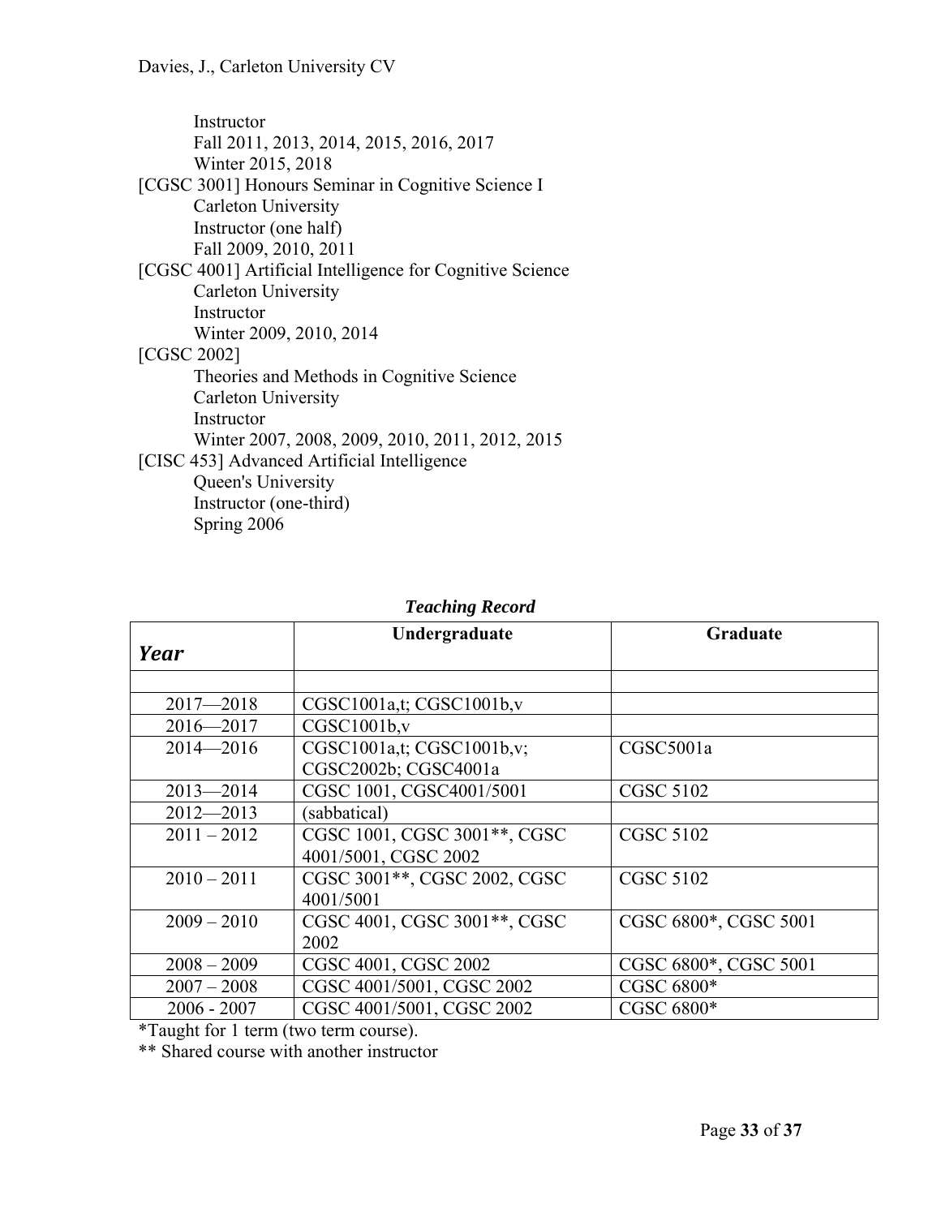Instructor
Fall 2011, 2013, 2014, 2015, 2016, 2017
Winter 2015, 2018

[CGSC 3001] Honours Seminar in Cognitive Science I
Carleton University
Instructor (one half)
Fall 2009, 2010, 2011

[CGSC 4001] Artificial Intelligence for Cognitive Science
Carleton University
Instructor
Winter 2009, 2010, 2014

[CGSC 2002]
Theories and Methods in Cognitive Science
Carleton University
Instructor
Winter 2007, 2008, 2009, 2010, 2011, 2012, 2015

[CISC 453] Advanced Artificial Intelligence
Queen's University
Instructor (one-third)
Spring 2006

***Teaching Record***

| *Year* | Undergraduate | Graduate |
|---|---|---|
| | | |
| 2017—2018 | CGSC1001a,t; CGSC1001b,v | |
| 2016—2017 | CGSC1001b,v | |
| 2014—2016 | CGSC1001a,t; CGSC1001b,v; CGSC2002b; CGSC4001a | CGSC5001a |
| 2013—2014 | CGSC 1001, CGSC4001/5001 | CGSC 5102 |
| 2012—2013 | (sabbatical) | |
| 2011 – 2012 | CGSC 1001, CGSC 3001**, CGSC 4001/5001, CGSC 2002 | CGSC 5102 |
| 2010 – 2011 | CGSC 3001**, CGSC 2002, CGSC 4001/5001 | CGSC 5102 |
| 2009 – 2010 | CGSC 4001, CGSC 3001**, CGSC 2002 | CGSC 6800*, CGSC 5001 |
| 2008 – 2009 | CGSC 4001, CGSC 2002 | CGSC 6800*, CGSC 5001 |
| 2007 – 2008 | CGSC 4001/5001, CGSC 2002 | CGSC 6800* |
| 2006 - 2007 | CGSC 4001/5001, CGSC 2002 | CGSC 6800* |

*Taught for 1 term (two term course).
** Shared course with another instructor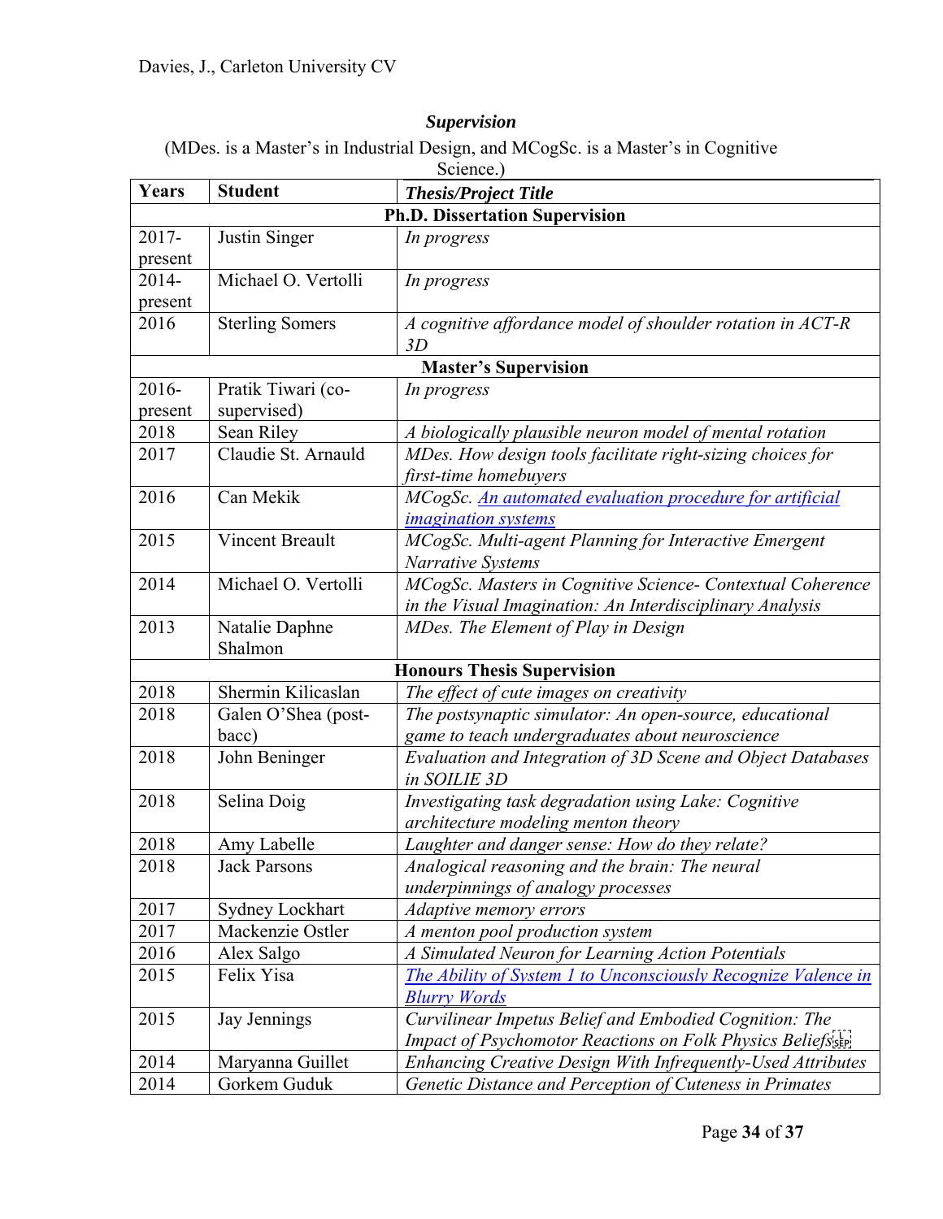### *Supervision*

(MDes. is a Master's in Industrial Design, and MCogSc. is a Master's in Cognitive Science.)

| Years | Student | *Thesis/Project Title* |
|---|---|---|
| **Ph.D. Dissertation Supervision** | | |
| 2017-present | Justin Singer | *In progress* |
| 2014-present | Michael O. Vertolli | *In progress* |
| 2016 | Sterling Somers | *A cognitive affordance model of shoulder rotation in ACT-R 3D* |
| **Master's Supervision** | | |
| 2016-present | Pratik Tiwari (co-supervised) | *In progress* |
| 2018 | Sean Riley | *A biologically plausible neuron model of mental rotation* |
| 2017 | Claudie St. Arnauld | *MDes. How design tools facilitate right-sizing choices for first-time homebuyers* |
| 2016 | Can Mekik | *MCogSc. An automated evaluation procedure for artificial imagination systems* |
| 2015 | Vincent Breault | *MCogSc. Multi-agent Planning for Interactive Emergent Narrative Systems* |
| 2014 | Michael O. Vertolli | *MCogSc. Masters in Cognitive Science- Contextual Coherence in the Visual Imagination: An Interdisciplinary Analysis* |
| 2013 | Natalie Daphne Shalmon | *MDes. The Element of Play in Design* |
| **Honours Thesis Supervision** | | |
| 2018 | Shermin Kilicaslan | *The effect of cute images on creativity* |
| 2018 | Galen O'Shea (post-bacc) | *The postsynaptic simulator: An open-source, educational game to teach undergraduates about neuroscience* |
| 2018 | John Beninger | *Evaluation and Integration of 3D Scene and Object Databases in SOILIE 3D* |
| 2018 | Selina Doig | *Investigating task degradation using Lake: Cognitive architecture modeling menton theory* |
| 2018 | Amy Labelle | *Laughter and danger sense: How do they relate?* |
| 2018 | Jack Parsons | *Analogical reasoning and the brain: The neural underpinnings of analogy processes* |
| 2017 | Sydney Lockhart | *Adaptive memory errors* |
| 2017 | Mackenzie Ostler | *A menton pool production system* |
| 2016 | Alex Salgo | *A Simulated Neuron for Learning Action Potentials* |
| 2015 | Felix Yisa | *The Ability of System 1 to Unconsciously Recognize Valence in Blurry Words* |
| 2015 | Jay Jennings | *Curvilinear Impetus Belief and Embodied Cognition: The Impact of Psychomotor Reactions on Folk Physics Beliefs* |
| 2014 | Maryanna Guillet | *Enhancing Creative Design With Infrequently-Used Attributes* |
| 2014 | Gorkem Guduk | *Genetic Distance and Perception of Cuteness in Primates* |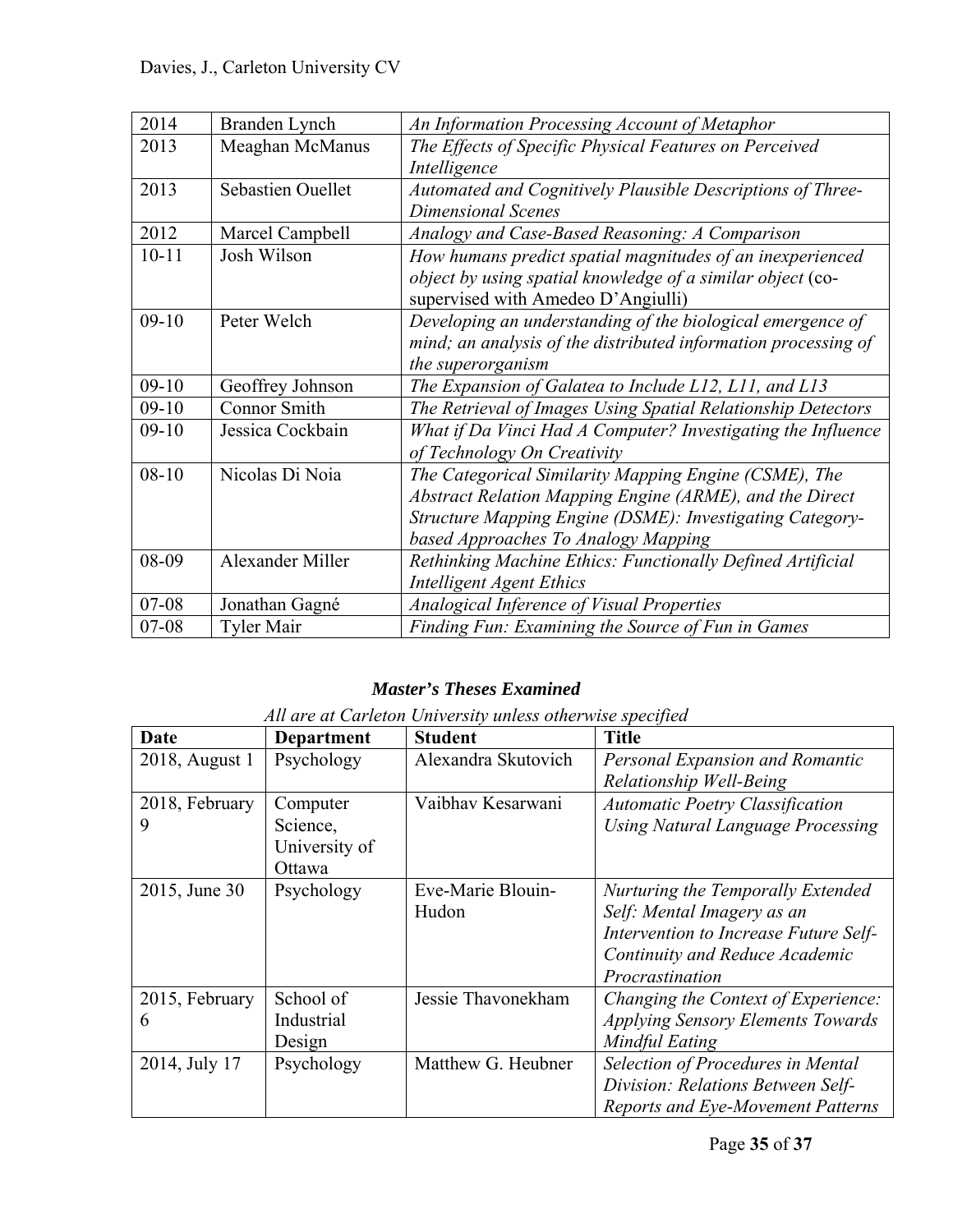| | | |
|---|---|---|
| 2014 | Branden Lynch | *An Information Processing Account of Metaphor* |
| 2013 | Meaghan McManus | *The Effects of Specific Physical Features on Perceived Intelligence* |
| 2013 | Sebastien Ouellet | *Automated and Cognitively Plausible Descriptions of Three-Dimensional Scenes* |
| 2012 | Marcel Campbell | *Analogy and Case-Based Reasoning: A Comparison* |
| 10-11 | Josh Wilson | *How humans predict spatial magnitudes of an inexperienced object by using spatial knowledge of a similar object* (co-supervised with Amedeo D'Angiulli) |
| 09-10 | Peter Welch | *Developing an understanding of the biological emergence of mind; an analysis of the distributed information processing of the superorganism* |
| 09-10 | Geoffrey Johnson | *The Expansion of Galatea to Include L12, L11, and L13* |
| 09-10 | Connor Smith | *The Retrieval of Images Using Spatial Relationship Detectors* |
| 09-10 | Jessica Cockbain | *What if Da Vinci Had A Computer? Investigating the Influence of Technology On Creativity* |
| 08-10 | Nicolas Di Noia | *The Categorical Similarity Mapping Engine (CSME), The Abstract Relation Mapping Engine (ARME), and the Direct Structure Mapping Engine (DSME): Investigating Category-based Approaches To Analogy Mapping* |
| 08-09 | Alexander Miller | *Rethinking Machine Ethics: Functionally Defined Artificial Intelligent Agent Ethics* |
| 07-08 | Jonathan Gagné | *Analogical Inference of Visual Properties* |
| 07-08 | Tyler Mair | *Finding Fun: Examining the Source of Fun in Games* |

### *Master's Theses Examined*

*All are at Carleton University unless otherwise specified*

| Date | Department | Student | Title |
|---|---|---|---|
| 2018, August 1 | Psychology | Alexandra Skutovich | *Personal Expansion and Romantic Relationship Well-Being* |
| 2018, February 9 | Computer Science, University of Ottawa | Vaibhav Kesarwani | *Automatic Poetry Classification Using Natural Language Processing* |
| 2015, June 30 | Psychology | Eve-Marie Blouin-Hudon | *Nurturing the Temporally Extended Self: Mental Imagery as an Intervention to Increase Future Self-Continuity and Reduce Academic Procrastination* |
| 2015, February 6 | School of Industrial Design | Jessie Thavonekham | *Changing the Context of Experience: Applying Sensory Elements Towards Mindful Eating* |
| 2014, July 17 | Psychology | Matthew G. Heubner | *Selection of Procedures in Mental Division: Relations Between Self-Reports and Eye-Movement Patterns* |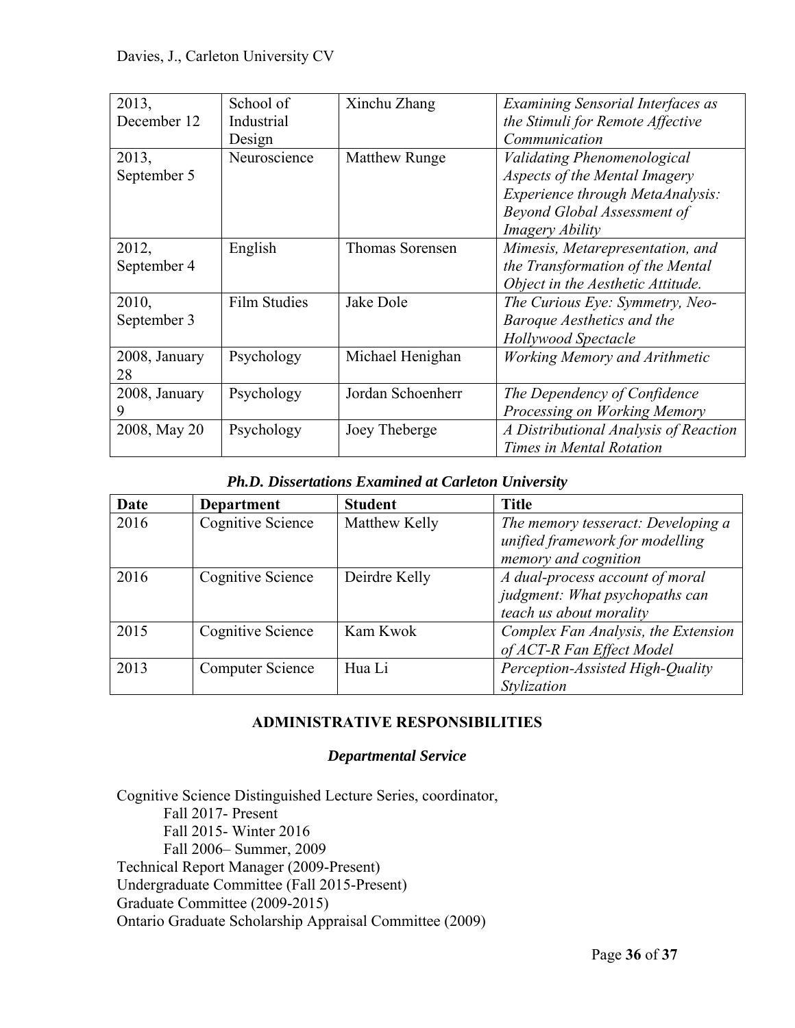| | | | |
|---|---|---|---|
| 2013, December 12 | School of Industrial Design | Xinchu Zhang | *Examining Sensorial Interfaces as the Stimuli for Remote Affective Communication* |
| 2013, September 5 | Neuroscience | Matthew Runge | *Validating Phenomenological Aspects of the Mental Imagery Experience through MetaAnalysis: Beyond Global Assessment of Imagery Ability* |
| 2012, September 4 | English | Thomas Sorensen | *Mimesis, Metarepresentation, and the Transformation of the Mental Object in the Aesthetic Attitude.* |
| 2010, September 3 | Film Studies | Jake Dole | *The Curious Eye: Symmetry, Neo-Baroque Aesthetics and the Hollywood Spectacle* |
| 2008, January 28 | Psychology | Michael Henighan | *Working Memory and Arithmetic* |
| 2008, January 9 | Psychology | Jordan Schoenherr | *The Dependency of Confidence Processing on Working Memory* |
| 2008, May 20 | Psychology | Joey Theberge | *A Distributional Analysis of Reaction Times in Mental Rotation* |

### *Ph.D. Dissertations Examined at Carleton University*

| Date | Department | Student | Title |
|---|---|---|---|
| 2016 | Cognitive Science | Matthew Kelly | *The memory tesseract: Developing a unified framework for modelling memory and cognition* |
| 2016 | Cognitive Science | Deirdre Kelly | *A dual-process account of moral judgment: What psychopaths can teach us about morality* |
| 2015 | Cognitive Science | Kam Kwok | *Complex Fan Analysis, the Extension of ACT-R Fan Effect Model* |
| 2013 | Computer Science | Hua Li | *Perception-Assisted High-Quality Stylization* |

## ADMINISTRATIVE RESPONSIBILITIES

### *Departmental Service*

Cognitive Science Distinguished Lecture Series, coordinator,
- Fall 2017- Present
- Fall 2015- Winter 2016
- Fall 2006– Summer, 2009

Technical Report Manager (2009-Present)
Undergraduate Committee (Fall 2015-Present)
Graduate Committee (2009-2015)
Ontario Graduate Scholarship Appraisal Committee (2009)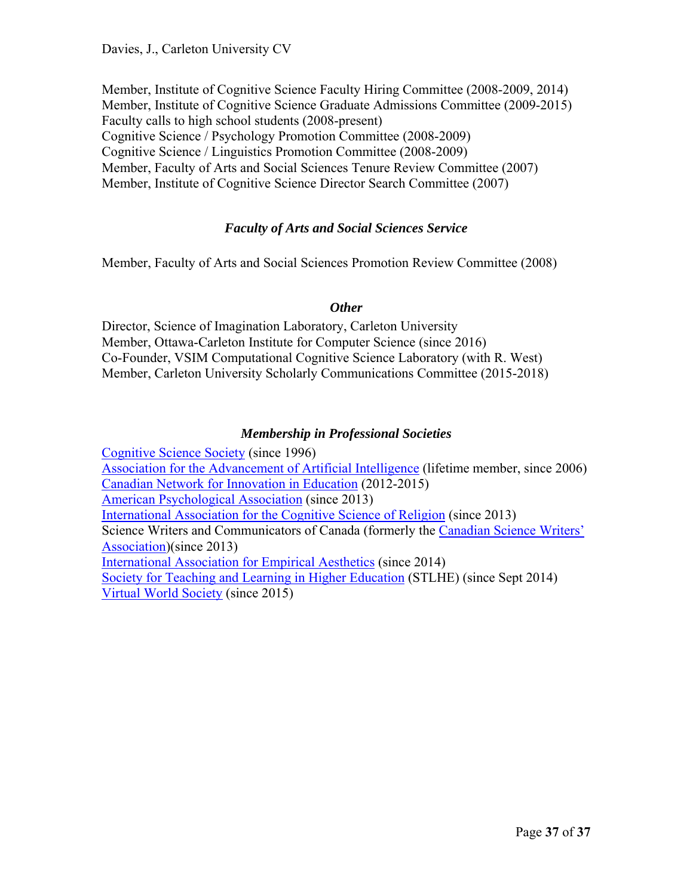Member, Institute of Cognitive Science Faculty Hiring Committee (2008-2009, 2014)
Member, Institute of Cognitive Science Graduate Admissions Committee (2009-2015)
Faculty calls to high school students (2008-present)
Cognitive Science / Psychology Promotion Committee (2008-2009)
Cognitive Science / Linguistics Promotion Committee (2008-2009)
Member, Faculty of Arts and Social Sciences Tenure Review Committee (2007)
Member, Institute of Cognitive Science Director Search Committee (2007)

### *Faculty of Arts and Social Sciences Service*

Member, Faculty of Arts and Social Sciences Promotion Review Committee (2008)

### *Other*

Director, Science of Imagination Laboratory, Carleton University
Member, Ottawa-Carleton Institute for Computer Science (since 2016)
Co-Founder, VSIM Computational Cognitive Science Laboratory (with R. West)
Member, Carleton University Scholarly Communications Committee (2015-2018)

### *Membership in Professional Societies*

Cognitive Science Society (since 1996)
Association for the Advancement of Artificial Intelligence (lifetime member, since 2006)
Canadian Network for Innovation in Education (2012-2015)
American Psychological Association (since 2013)
International Association for the Cognitive Science of Religion (since 2013)
Science Writers and Communicators of Canada (formerly the Canadian Science Writers' Association)(since 2013)
International Association for Empirical Aesthetics (since 2014)
Society for Teaching and Learning in Higher Education (STLHE) (since Sept 2014)
Virtual World Society (since 2015)